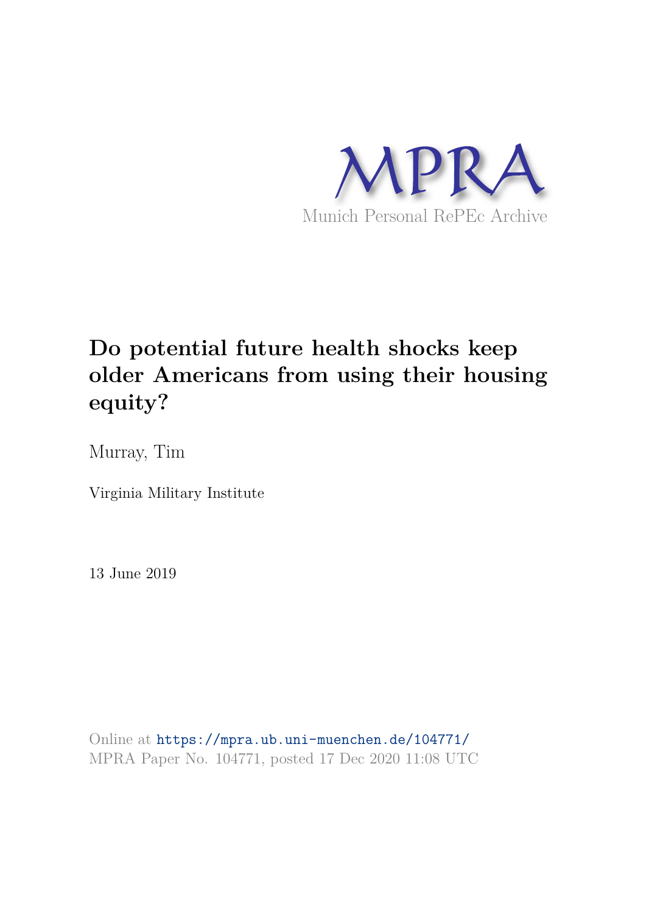MPRA

Munich Personal RePEc Archive

# Do potential future health shocks keep older Americans from using their housing equity?

Murray, Tim

Virginia Military Institute

13 June 2019

Online at https://mpra.ub.uni-muenchen.de/104771/
MPRA Paper No. 104771, posted 17 Dec 2020 11:08 UTC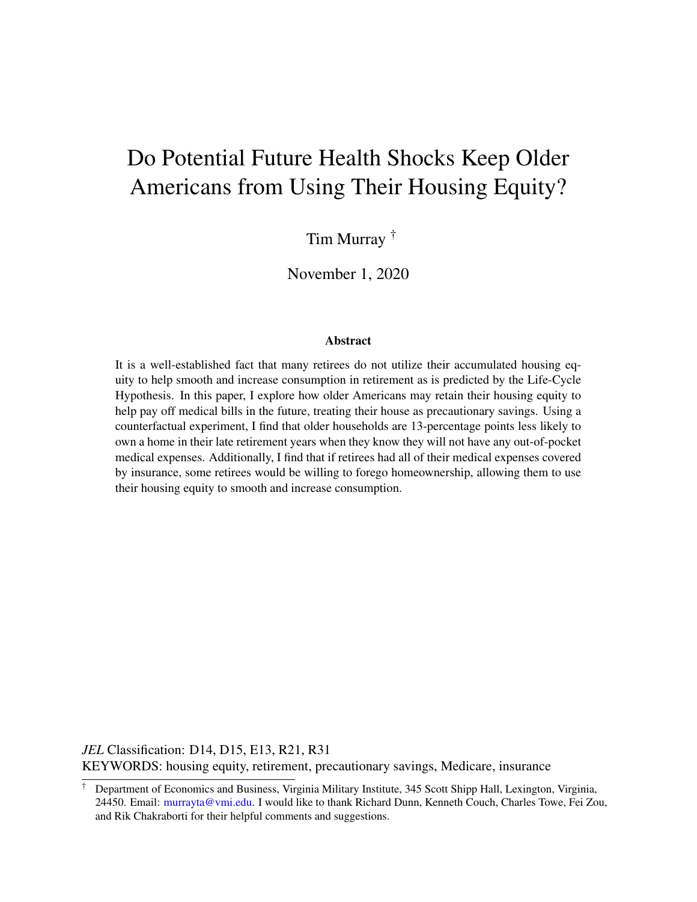# Do Potential Future Health Shocks Keep Older Americans from Using Their Housing Equity?

Tim Murray [†]

November 1, 2020

**Abstract**

It is a well-established fact that many retirees do not utilize their accumulated housing equity to help smooth and increase consumption in retirement as is predicted by the Life-Cycle Hypothesis. In this paper, I explore how older Americans may retain their housing equity to help pay off medical bills in the future, treating their house as precautionary savings. Using a counterfactual experiment, I find that older households are 13-percentage points less likely to own a home in their late retirement years when they know they will not have any out-of-pocket medical expenses. Additionally, I find that if retirees had all of their medical expenses covered by insurance, some retirees would be willing to forego homeownership, allowing them to use their housing equity to smooth and increase consumption.

*JEL* Classification: D14, D15, E13, R21, R31

KEYWORDS: housing equity, retirement, precautionary savings, Medicare, insurance

[†] Department of Economics and Business, Virginia Military Institute, 345 Scott Shipp Hall, Lexington, Virginia, 24450. Email: murrayta@vmi.edu. I would like to thank Richard Dunn, Kenneth Couch, Charles Towe, Fei Zou, and Rik Chakraborti for their helpful comments and suggestions.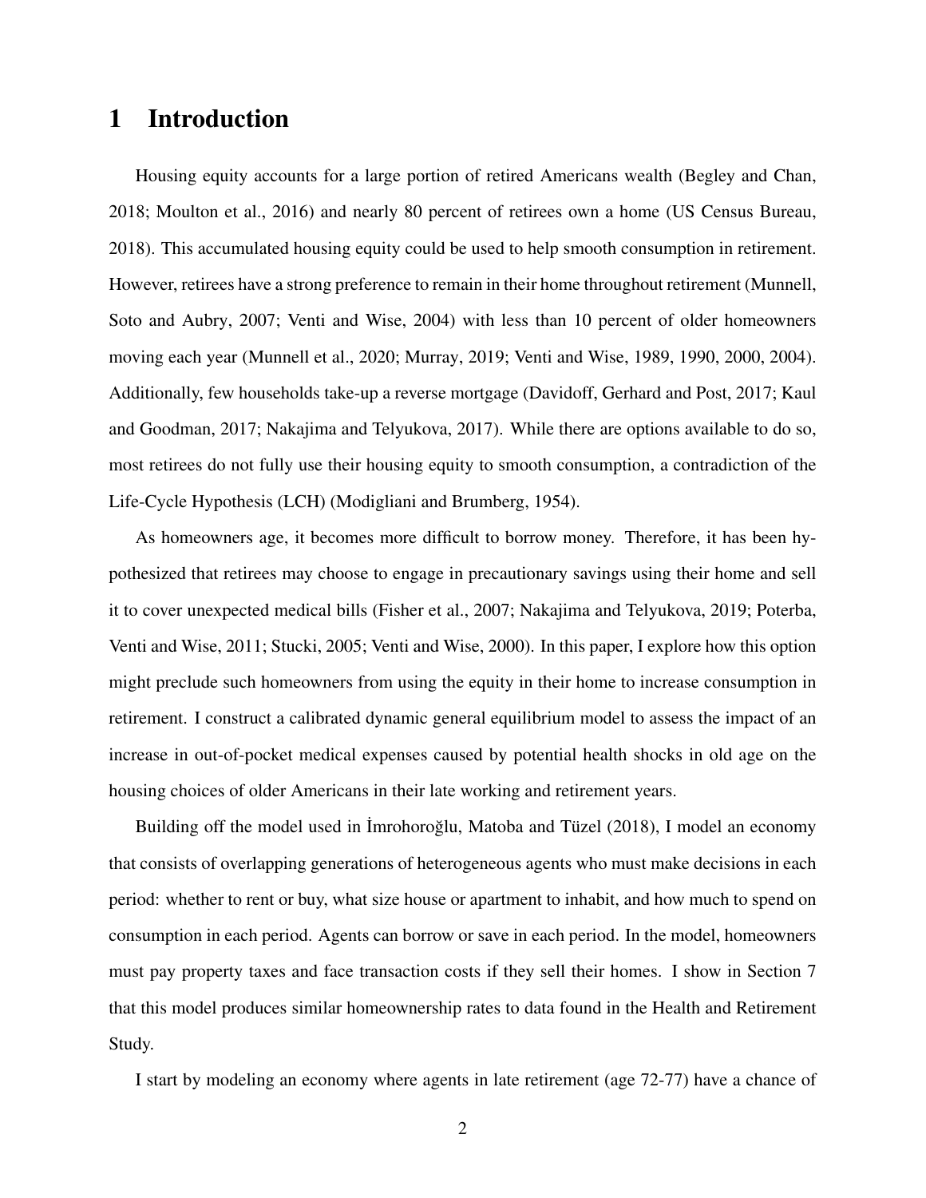# 1 Introduction

Housing equity accounts for a large portion of retired Americans wealth (Begley and Chan, 2018; Moulton et al., 2016) and nearly 80 percent of retirees own a home (US Census Bureau, 2018). This accumulated housing equity could be used to help smooth consumption in retirement. However, retirees have a strong preference to remain in their home throughout retirement (Munnell, Soto and Aubry, 2007; Venti and Wise, 2004) with less than 10 percent of older homeowners moving each year (Munnell et al., 2020; Murray, 2019; Venti and Wise, 1989, 1990, 2000, 2004). Additionally, few households take-up a reverse mortgage (Davidoff, Gerhard and Post, 2017; Kaul and Goodman, 2017; Nakajima and Telyukova, 2017). While there are options available to do so, most retirees do not fully use their housing equity to smooth consumption, a contradiction of the Life-Cycle Hypothesis (LCH) (Modigliani and Brumberg, 1954).

As homeowners age, it becomes more difficult to borrow money. Therefore, it has been hypothesized that retirees may choose to engage in precautionary savings using their home and sell it to cover unexpected medical bills (Fisher et al., 2007; Nakajima and Telyukova, 2019; Poterba, Venti and Wise, 2011; Stucki, 2005; Venti and Wise, 2000). In this paper, I explore how this option might preclude such homeowners from using the equity in their home to increase consumption in retirement. I construct a calibrated dynamic general equilibrium model to assess the impact of an increase in out-of-pocket medical expenses caused by potential health shocks in old age on the housing choices of older Americans in their late working and retirement years.

Building off the model used in İmrohoroğlu, Matoba and Tüzel (2018), I model an economy that consists of overlapping generations of heterogeneous agents who must make decisions in each period: whether to rent or buy, what size house or apartment to inhabit, and how much to spend on consumption in each period. Agents can borrow or save in each period. In the model, homeowners must pay property taxes and face transaction costs if they sell their homes. I show in Section 7 that this model produces similar homeownership rates to data found in the Health and Retirement Study.

I start by modeling an economy where agents in late retirement (age 72-77) have a chance of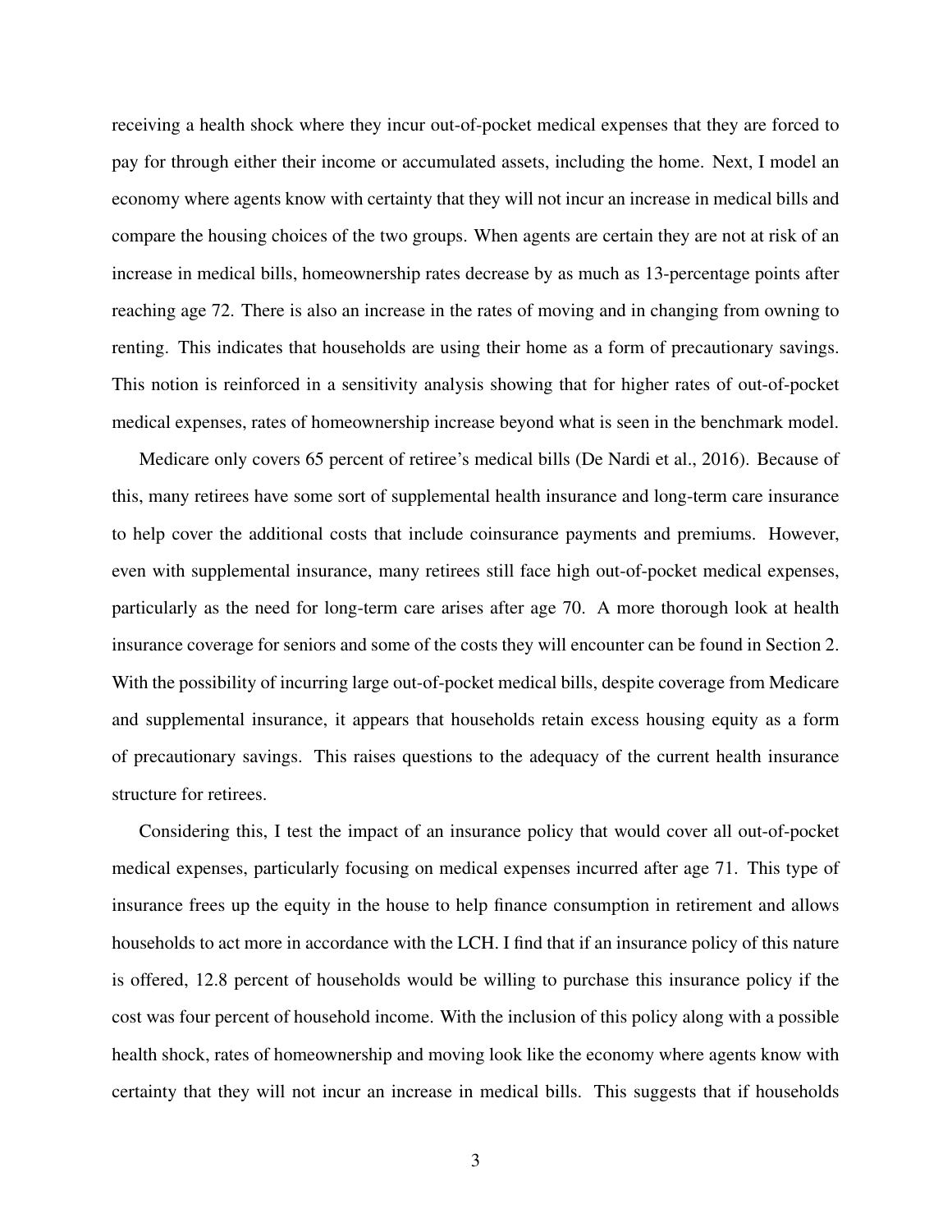receiving a health shock where they incur out-of-pocket medical expenses that they are forced to pay for through either their income or accumulated assets, including the home. Next, I model an economy where agents know with certainty that they will not incur an increase in medical bills and compare the housing choices of the two groups. When agents are certain they are not at risk of an increase in medical bills, homeownership rates decrease by as much as 13-percentage points after reaching age 72. There is also an increase in the rates of moving and in changing from owning to renting. This indicates that households are using their home as a form of precautionary savings. This notion is reinforced in a sensitivity analysis showing that for higher rates of out-of-pocket medical expenses, rates of homeownership increase beyond what is seen in the benchmark model.

Medicare only covers 65 percent of retiree's medical bills (De Nardi et al., 2016). Because of this, many retirees have some sort of supplemental health insurance and long-term care insurance to help cover the additional costs that include coinsurance payments and premiums. However, even with supplemental insurance, many retirees still face high out-of-pocket medical expenses, particularly as the need for long-term care arises after age 70. A more thorough look at health insurance coverage for seniors and some of the costs they will encounter can be found in Section 2. With the possibility of incurring large out-of-pocket medical bills, despite coverage from Medicare and supplemental insurance, it appears that households retain excess housing equity as a form of precautionary savings. This raises questions to the adequacy of the current health insurance structure for retirees.

Considering this, I test the impact of an insurance policy that would cover all out-of-pocket medical expenses, particularly focusing on medical expenses incurred after age 71. This type of insurance frees up the equity in the house to help finance consumption in retirement and allows households to act more in accordance with the LCH. I find that if an insurance policy of this nature is offered, 12.8 percent of households would be willing to purchase this insurance policy if the cost was four percent of household income. With the inclusion of this policy along with a possible health shock, rates of homeownership and moving look like the economy where agents know with certainty that they will not incur an increase in medical bills. This suggests that if households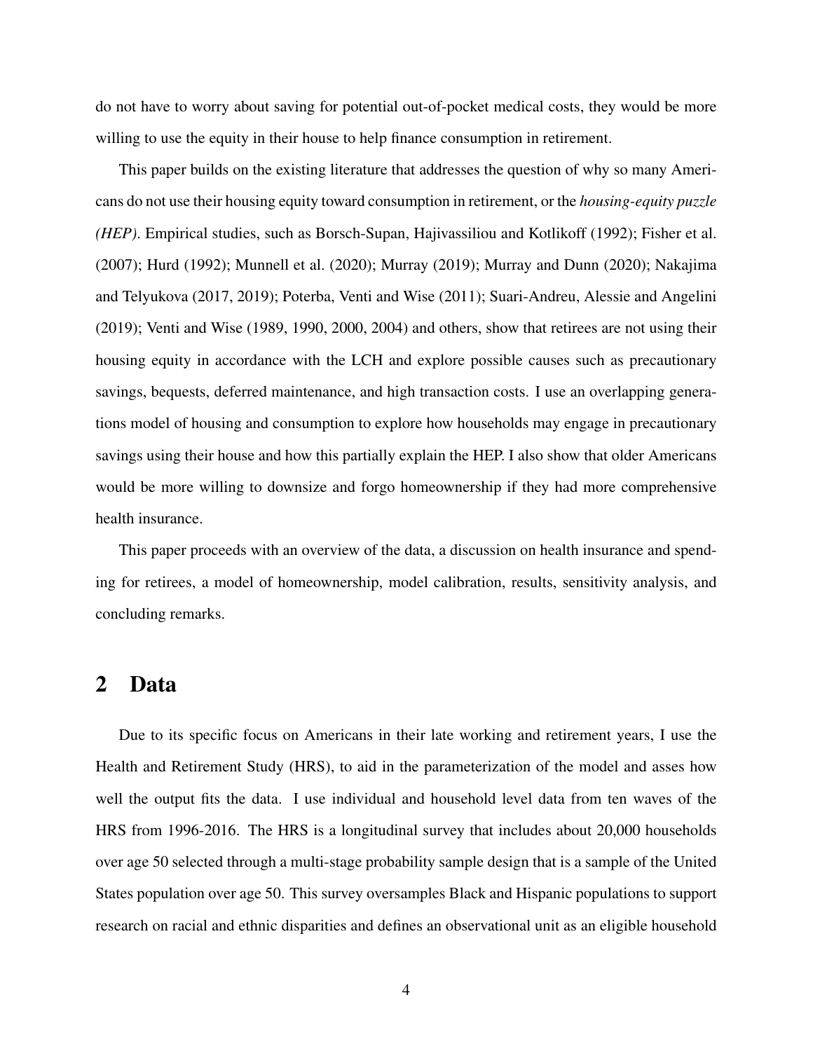do not have to worry about saving for potential out-of-pocket medical costs, they would be more willing to use the equity in their house to help finance consumption in retirement.

This paper builds on the existing literature that addresses the question of why so many Americans do not use their housing equity toward consumption in retirement, or the *housing-equity puzzle (HEP)*. Empirical studies, such as Borsch-Supan, Hajivassiliou and Kotlikoff (1992); Fisher et al. (2007); Hurd (1992); Munnell et al. (2020); Murray (2019); Murray and Dunn (2020); Nakajima and Telyukova (2017, 2019); Poterba, Venti and Wise (2011); Suari-Andreu, Alessie and Angelini (2019); Venti and Wise (1989, 1990, 2000, 2004) and others, show that retirees are not using their housing equity in accordance with the LCH and explore possible causes such as precautionary savings, bequests, deferred maintenance, and high transaction costs. I use an overlapping generations model of housing and consumption to explore how households may engage in precautionary savings using their house and how this partially explain the HEP. I also show that older Americans would be more willing to downsize and forgo homeownership if they had more comprehensive health insurance.

This paper proceeds with an overview of the data, a discussion on health insurance and spending for retirees, a model of homeownership, model calibration, results, sensitivity analysis, and concluding remarks.

## 2 Data

Due to its specific focus on Americans in their late working and retirement years, I use the Health and Retirement Study (HRS), to aid in the parameterization of the model and asses how well the output fits the data. I use individual and household level data from ten waves of the HRS from 1996-2016. The HRS is a longitudinal survey that includes about 20,000 households over age 50 selected through a multi-stage probability sample design that is a sample of the United States population over age 50. This survey oversamples Black and Hispanic populations to support research on racial and ethnic disparities and defines an observational unit as an eligible household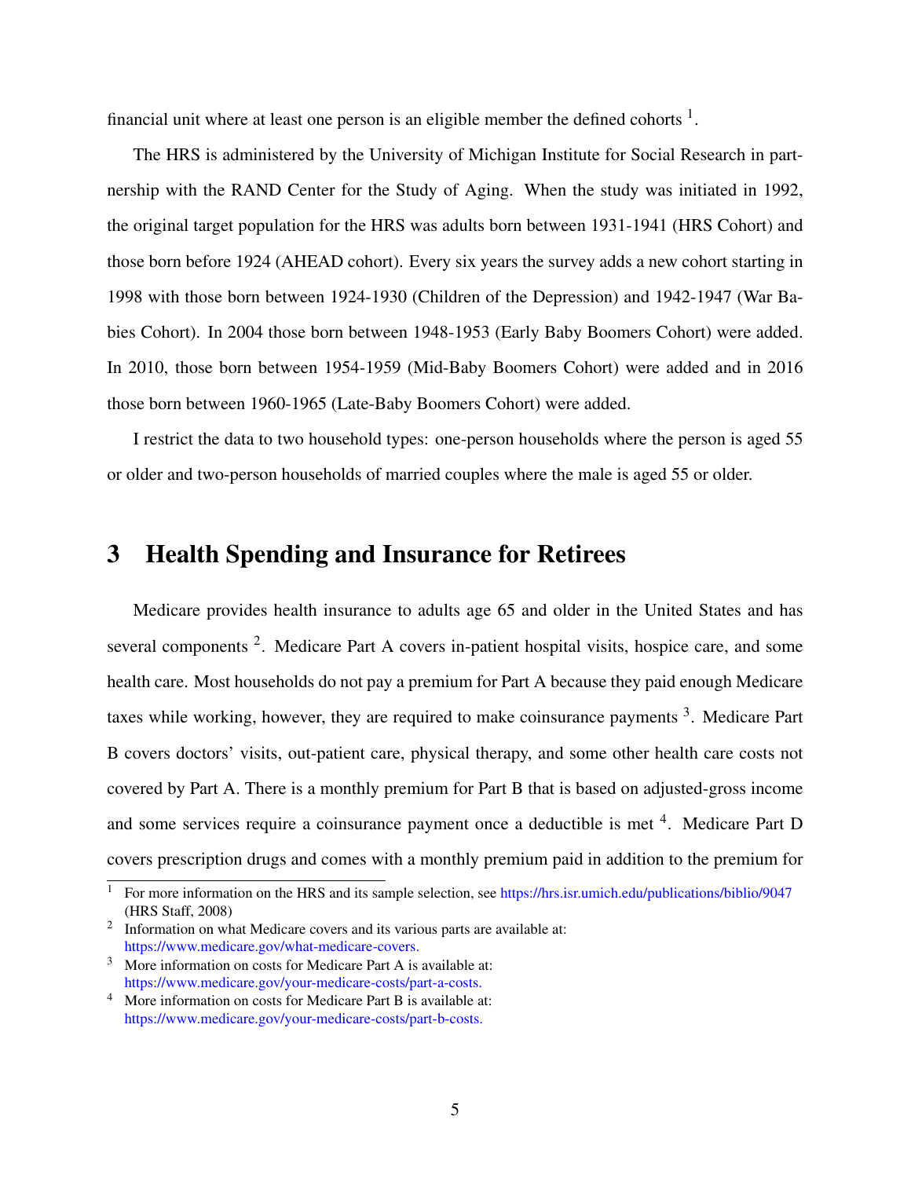financial unit where at least one person is an eligible member the defined cohorts [1].

The HRS is administered by the University of Michigan Institute for Social Research in partnership with the RAND Center for the Study of Aging. When the study was initiated in 1992, the original target population for the HRS was adults born between 1931-1941 (HRS Cohort) and those born before 1924 (AHEAD cohort). Every six years the survey adds a new cohort starting in 1998 with those born between 1924-1930 (Children of the Depression) and 1942-1947 (War Babies Cohort). In 2004 those born between 1948-1953 (Early Baby Boomers Cohort) were added. In 2010, those born between 1954-1959 (Mid-Baby Boomers Cohort) were added and in 2016 those born between 1960-1965 (Late-Baby Boomers Cohort) were added.

I restrict the data to two household types: one-person households where the person is aged 55 or older and two-person households of married couples where the male is aged 55 or older.

## 3 Health Spending and Insurance for Retirees

Medicare provides health insurance to adults age 65 and older in the United States and has several components [2]. Medicare Part A covers in-patient hospital visits, hospice care, and some health care. Most households do not pay a premium for Part A because they paid enough Medicare taxes while working, however, they are required to make coinsurance payments [3]. Medicare Part B covers doctors' visits, out-patient care, physical therapy, and some other health care costs not covered by Part A. There is a monthly premium for Part B that is based on adjusted-gross income and some services require a coinsurance payment once a deductible is met [4]. Medicare Part D covers prescription drugs and comes with a monthly premium paid in addition to the premium for

---

[1] For more information on the HRS and its sample selection, see https://hrs.isr.umich.edu/publications/biblio/9047 (HRS Staff, 2008)

[2] Information on what Medicare covers and its various parts are available at: https://www.medicare.gov/what-medicare-covers.

[3] More information on costs for Medicare Part A is available at: https://www.medicare.gov/your-medicare-costs/part-a-costs.

[4] More information on costs for Medicare Part B is available at: https://www.medicare.gov/your-medicare-costs/part-b-costs.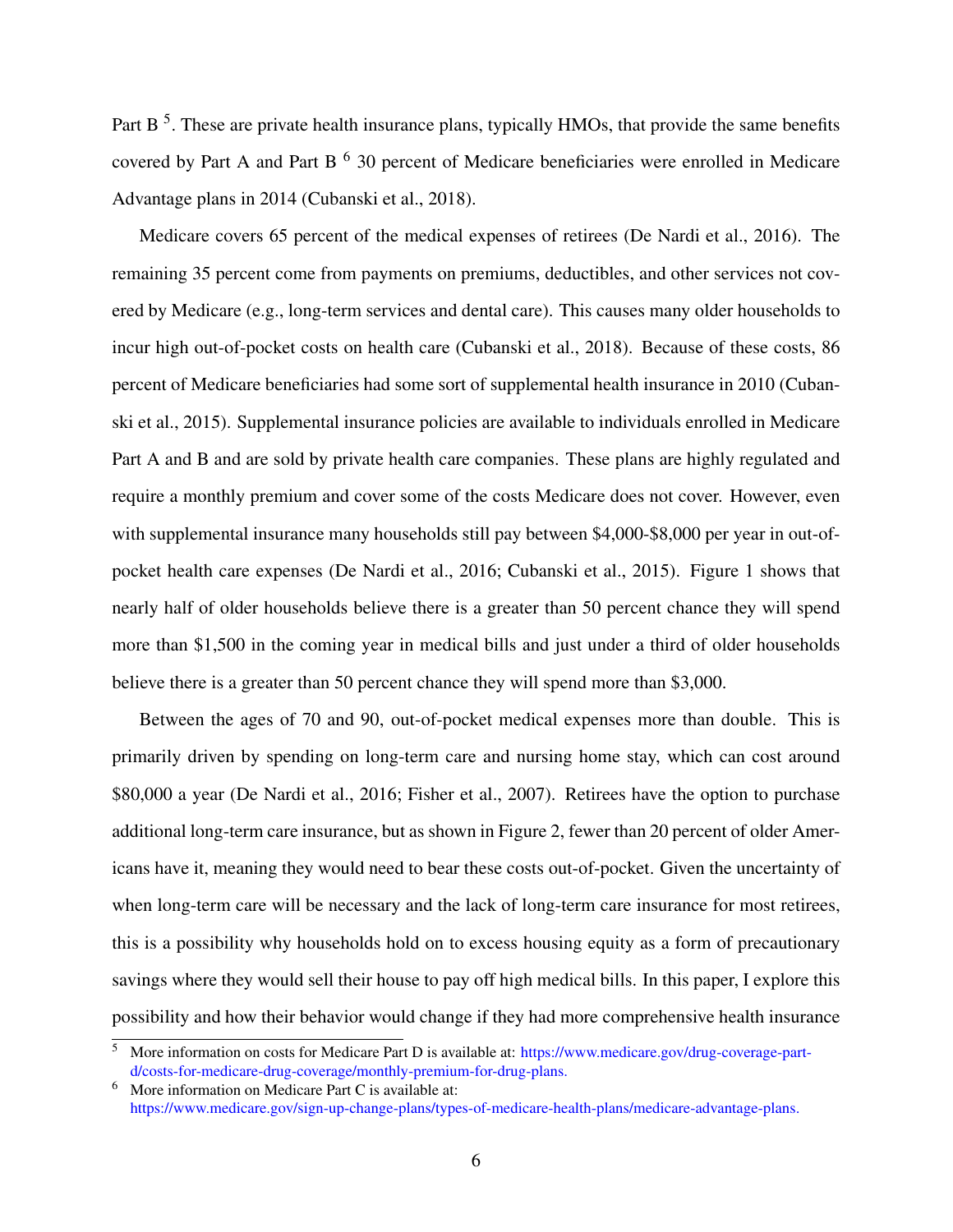Part B [5]. These are private health insurance plans, typically HMOs, that provide the same benefits covered by Part A and Part B [6] 30 percent of Medicare beneficiaries were enrolled in Medicare Advantage plans in 2014 (Cubanski et al., 2018).

Medicare covers 65 percent of the medical expenses of retirees (De Nardi et al., 2016). The remaining 35 percent come from payments on premiums, deductibles, and other services not covered by Medicare (e.g., long-term services and dental care). This causes many older households to incur high out-of-pocket costs on health care (Cubanski et al., 2018). Because of these costs, 86 percent of Medicare beneficiaries had some sort of supplemental health insurance in 2010 (Cubanski et al., 2015). Supplemental insurance policies are available to individuals enrolled in Medicare Part A and B and are sold by private health care companies. These plans are highly regulated and require a monthly premium and cover some of the costs Medicare does not cover. However, even with supplemental insurance many households still pay between $4,000-$8,000 per year in out-of-pocket health care expenses (De Nardi et al., 2016; Cubanski et al., 2015). Figure 1 shows that nearly half of older households believe there is a greater than 50 percent chance they will spend more than $1,500 in the coming year in medical bills and just under a third of older households believe there is a greater than 50 percent chance they will spend more than $3,000.

Between the ages of 70 and 90, out-of-pocket medical expenses more than double. This is primarily driven by spending on long-term care and nursing home stay, which can cost around $80,000 a year (De Nardi et al., 2016; Fisher et al., 2007). Retirees have the option to purchase additional long-term care insurance, but as shown in Figure 2, fewer than 20 percent of older Americans have it, meaning they would need to bear these costs out-of-pocket. Given the uncertainty of when long-term care will be necessary and the lack of long-term care insurance for most retirees, this is a possibility why households hold on to excess housing equity as a form of precautionary savings where they would sell their house to pay off high medical bills. In this paper, I explore this possibility and how their behavior would change if they had more comprehensive health insurance

[5] More information on costs for Medicare Part D is available at: https://www.medicare.gov/drug-coverage-part-d/costs-for-medicare-drug-coverage/monthly-premium-for-drug-plans.

[6] More information on Medicare Part C is available at: https://www.medicare.gov/sign-up-change-plans/types-of-medicare-health-plans/medicare-advantage-plans.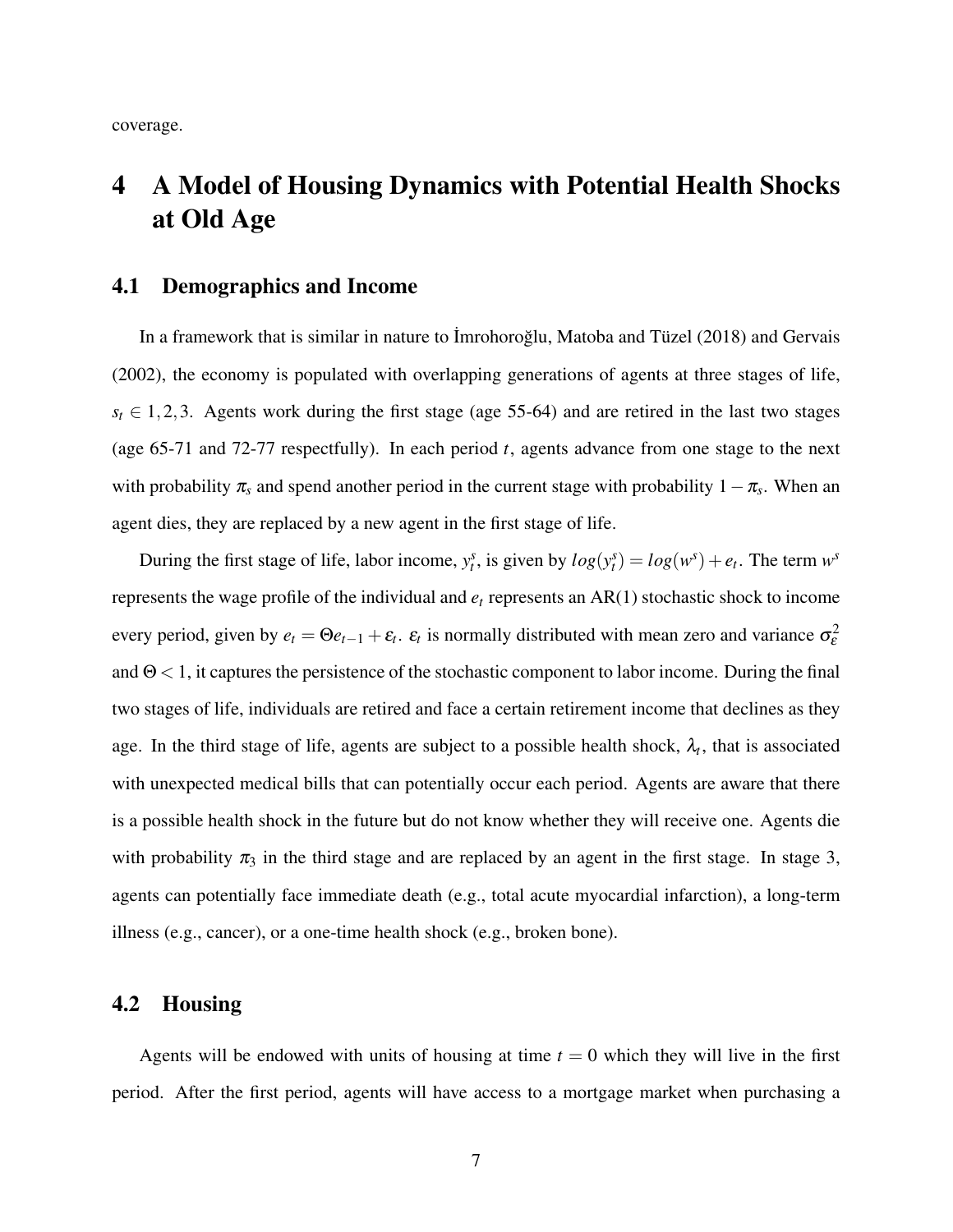coverage.

# 4 A Model of Housing Dynamics with Potential Health Shocks at Old Age

## 4.1 Demographics and Income

In a framework that is similar in nature to İmrohoroğlu, Matoba and Tüzel (2018) and Gervais (2002), the economy is populated with overlapping generations of agents at three stages of life, $s_t \in 1,2,3$. Agents work during the first stage (age 55-64) and are retired in the last two stages (age 65-71 and 72-77 respectfully). In each period $t$, agents advance from one stage to the next with probability $\pi_s$ and spend another period in the current stage with probability $1-\pi_s$. When an agent dies, they are replaced by a new agent in the first stage of life.

During the first stage of life, labor income, $y_t^s$, is given by $log(y_t^s) = log(w^s) + e_t$. The term $w^s$ represents the wage profile of the individual and $e_t$ represents an AR(1) stochastic shock to income every period, given by $e_t = \Theta e_{t-1} + \varepsilon_t$. $\varepsilon_t$ is normally distributed with mean zero and variance $\sigma_\varepsilon^2$ and $\Theta < 1$, it captures the persistence of the stochastic component to labor income. During the final two stages of life, individuals are retired and face a certain retirement income that declines as they age. In the third stage of life, agents are subject to a possible health shock, $\lambda_t$, that is associated with unexpected medical bills that can potentially occur each period. Agents are aware that there is a possible health shock in the future but do not know whether they will receive one. Agents die with probability $\pi_3$ in the third stage and are replaced by an agent in the first stage. In stage 3, agents can potentially face immediate death (e.g., total acute myocardial infarction), a long-term illness (e.g., cancer), or a one-time health shock (e.g., broken bone).

## 4.2 Housing

Agents will be endowed with units of housing at time $t = 0$ which they will live in the first period. After the first period, agents will have access to a mortgage market when purchasing a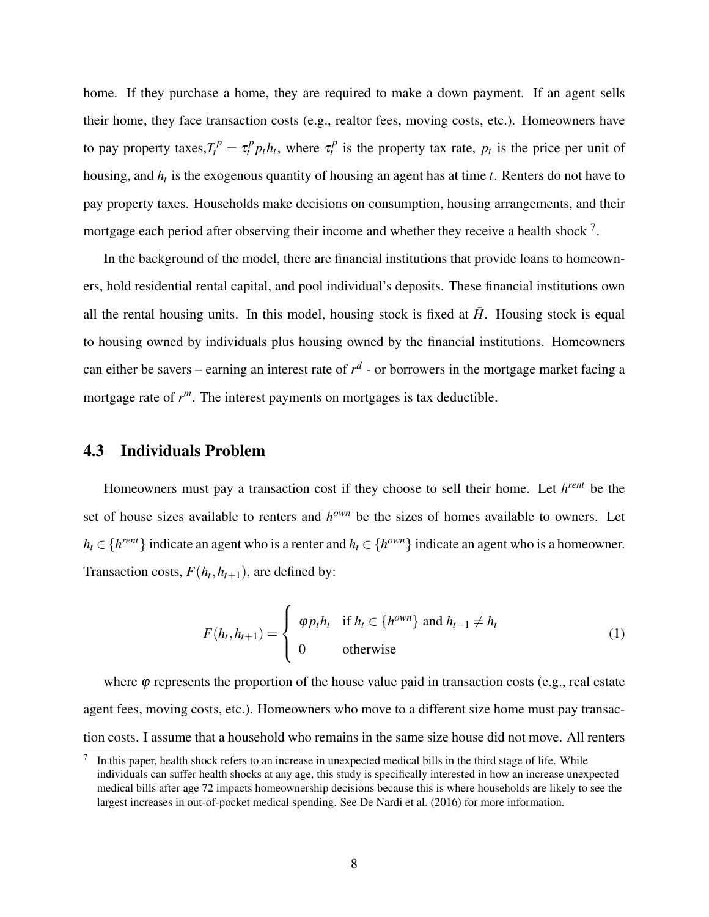home. If they purchase a home, they are required to make a down payment. If an agent sells their home, they face transaction costs (e.g., realtor fees, moving costs, etc.). Homeowners have to pay property taxes,$T_t^p = \tau_t^p p_t h_t$, where $\tau_t^p$ is the property tax rate, $p_t$ is the price per unit of housing, and $h_t$ is the exogenous quantity of housing an agent has at time $t$. Renters do not have to pay property taxes. Households make decisions on consumption, housing arrangements, and their mortgage each period after observing their income and whether they receive a health shock [7].

In the background of the model, there are financial institutions that provide loans to homeowners, hold residential rental capital, and pool individual's deposits. These financial institutions own all the rental housing units. In this model, housing stock is fixed at $\bar{H}$. Housing stock is equal to housing owned by individuals plus housing owned by the financial institutions. Homeowners can either be savers – earning an interest rate of $r^d$ - or borrowers in the mortgage market facing a mortgage rate of $r^m$. The interest payments on mortgages is tax deductible.

## 4.3 Individuals Problem

Homeowners must pay a transaction cost if they choose to sell their home. Let $h^{rent}$ be the set of house sizes available to renters and $h^{own}$ be the sizes of homes available to owners. Let $h_t \in \{h^{rent}\}$ indicate an agent who is a renter and $h_t \in \{h^{own}\}$ indicate an agent who is a homeowner. Transaction costs, $F(h_t, h_{t+1})$, are defined by:

$$F(h_t, h_{t+1}) = \begin{cases} \varphi p_t h_t & \text{if } h_t \in \{h^{own}\} \text{ and } h_{t-1} \neq h_t \\ 0 & \text{otherwise} \end{cases} \tag{1}$$

where $\varphi$ represents the proportion of the house value paid in transaction costs (e.g., real estate agent fees, moving costs, etc.). Homeowners who move to a different size home must pay transaction costs. I assume that a household who remains in the same size house did not move. All renters

[7] In this paper, health shock refers to an increase in unexpected medical bills in the third stage of life. While individuals can suffer health shocks at any age, this study is specifically interested in how an increase unexpected medical bills after age 72 impacts homeownership decisions because this is where households are likely to see the largest increases in out-of-pocket medical spending. See De Nardi et al. (2016) for more information.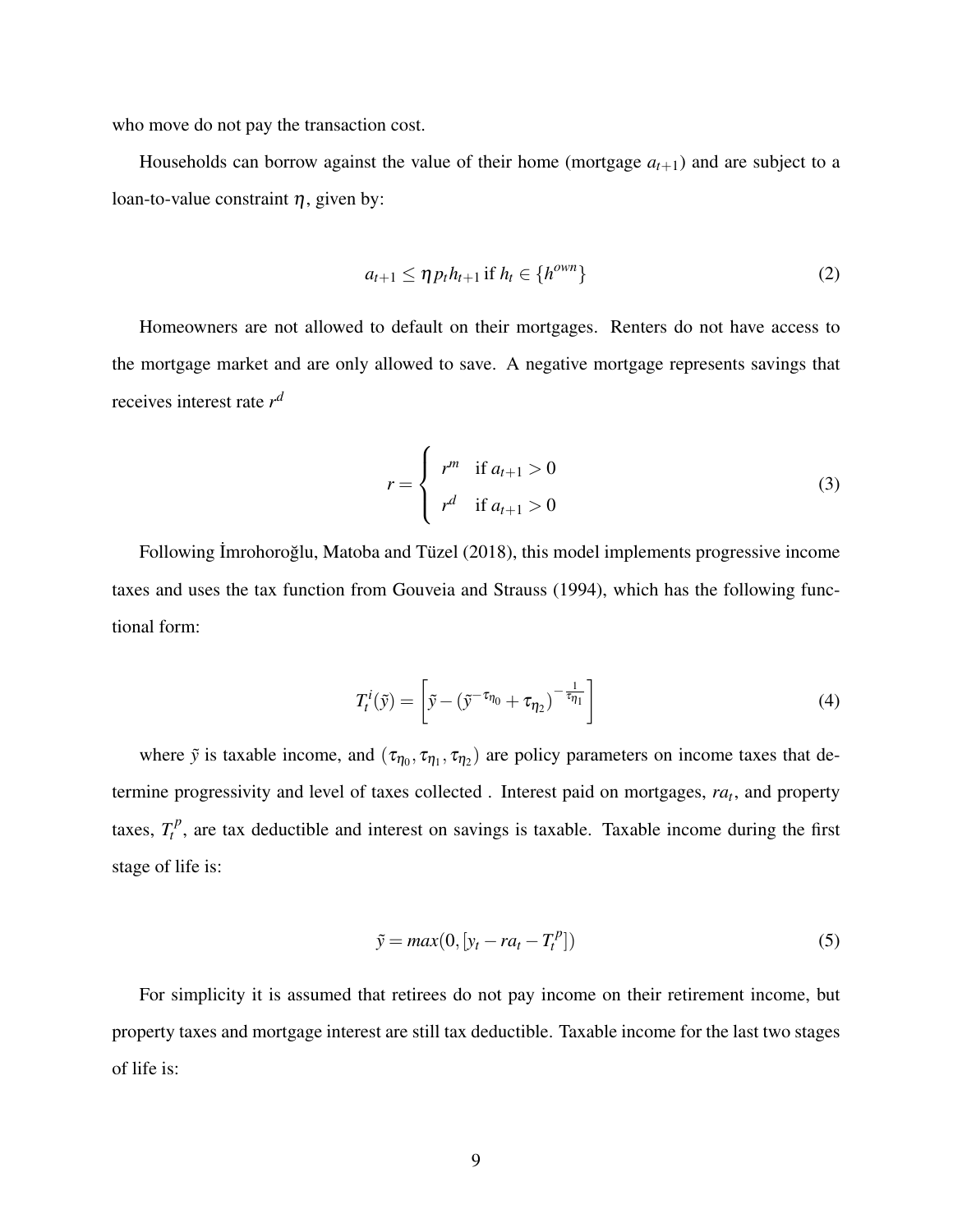who move do not pay the transaction cost.

Households can borrow against the value of their home (mortgage $a_{t+1}$) and are subject to a loan-to-value constraint $\eta$, given by:

$$a_{t+1} \leq \eta p_t h_{t+1} \text{ if } h_t \in \{h^{own}\} \tag{2}$$

Homeowners are not allowed to default on their mortgages. Renters do not have access to the mortgage market and are only allowed to save. A negative mortgage represents savings that receives interest rate $r^d$

$$r = \begin{cases} r^m & \text{if } a_{t+1} > 0 \\ r^d & \text{if } a_{t+1} > 0 \end{cases} \tag{3}$$

Following İmrohoroğlu, Matoba and Tüzel (2018), this model implements progressive income taxes and uses the tax function from Gouveia and Strauss (1994), which has the following functional form:

$$T_t^i(\tilde{y}) = \left[\tilde{y} - (\tilde{y}^{-\tau_{\eta_0}} + \tau_{\eta_2})^{-\frac{1}{\tau_{\eta_1}}}\right] \tag{4}$$

where $\tilde{y}$ is taxable income, and $(\tau_{\eta_0}, \tau_{\eta_1}, \tau_{\eta_2})$ are policy parameters on income taxes that determine progressivity and level of taxes collected . Interest paid on mortgages, $ra_t$, and property taxes, $T_t^p$, are tax deductible and interest on savings is taxable. Taxable income during the first stage of life is:

$$\tilde{y} = max(0, [y_t - ra_t - T_t^p]) \tag{5}$$

For simplicity it is assumed that retirees do not pay income on their retirement income, but property taxes and mortgage interest are still tax deductible. Taxable income for the last two stages of life is: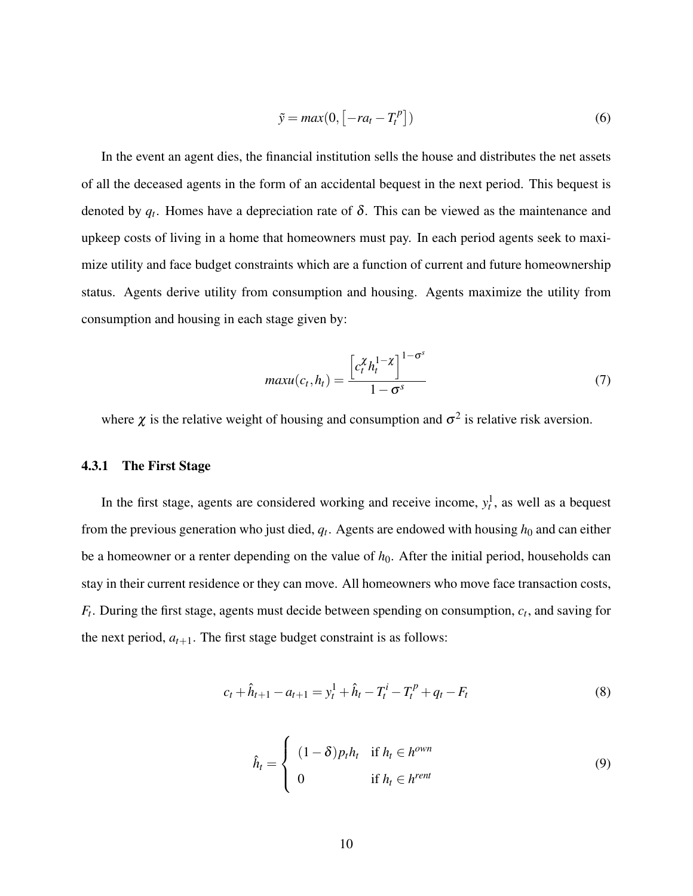$$\tilde{y} = max(0, \left[-ra_t - T_t^p\right]) \tag{6}$$

In the event an agent dies, the financial institution sells the house and distributes the net assets of all the deceased agents in the form of an accidental bequest in the next period. This bequest is denoted by $q_t$. Homes have a depreciation rate of $\delta$. This can be viewed as the maintenance and upkeep costs of living in a home that homeowners must pay. In each period agents seek to maximize utility and face budget constraints which are a function of current and future homeownership status. Agents derive utility from consumption and housing. Agents maximize the utility from consumption and housing in each stage given by:

$$max u(c_t, h_t) = \frac{\left[c_t^{\chi} h_t^{1-\chi}\right]^{1-\sigma^s}}{1-\sigma^s} \tag{7}$$

where $\chi$ is the relative weight of housing and consumption and $\sigma^2$ is relative risk aversion.

### 4.3.1 The First Stage

In the first stage, agents are considered working and receive income, $y_t^1$, as well as a bequest from the previous generation who just died, $q_t$. Agents are endowed with housing $h_0$ and can either be a homeowner or a renter depending on the value of $h_0$. After the initial period, households can stay in their current residence or they can move. All homeowners who move face transaction costs, $F_t$. During the first stage, agents must decide between spending on consumption, $c_t$, and saving for the next period, $a_{t+1}$. The first stage budget constraint is as follows:

$$c_t + \hat{h}_{t+1} - a_{t+1} = y_t^1 + \hat{h}_t - T_t^i - T_t^p + q_t - F_t \tag{8}$$

$$\hat{h}_t = \begin{cases} (1-\delta)p_t h_t & \text{if } h_t \in h^{own} \\ 0 & \text{if } h_t \in h^{rent} \end{cases} \tag{9}$$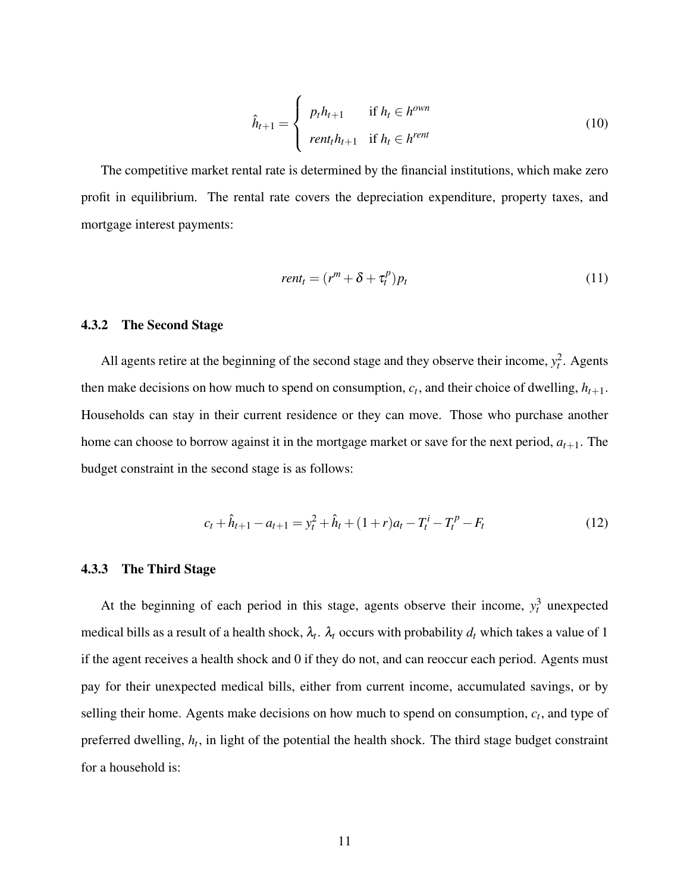$$\hat{h}_{t+1} = \begin{cases} p_t h_{t+1} & \text{if } h_t \in h^{own} \\ rent_t h_{t+1} & \text{if } h_t \in h^{rent} \end{cases} \tag{10}$$

The competitive market rental rate is determined by the financial institutions, which make zero profit in equilibrium. The rental rate covers the depreciation expenditure, property taxes, and mortgage interest payments:

$$rent_t = (r^m + \delta + \tau_t^p) p_t \tag{11}$$

### 4.3.2 The Second Stage

All agents retire at the beginning of the second stage and they observe their income, $y_t^2$. Agents then make decisions on how much to spend on consumption, $c_t$, and their choice of dwelling, $h_{t+1}$. Households can stay in their current residence or they can move. Those who purchase another home can choose to borrow against it in the mortgage market or save for the next period, $a_{t+1}$. The budget constraint in the second stage is as follows:

$$c_t + \hat{h}_{t+1} - a_{t+1} = y_t^2 + \hat{h}_t + (1+r)a_t - T_t^i - T_t^p - F_t \tag{12}$$

### 4.3.3 The Third Stage

At the beginning of each period in this stage, agents observe their income, $y_t^3$ unexpected medical bills as a result of a health shock, $\lambda_t$. $\lambda_t$ occurs with probability $d_t$ which takes a value of 1 if the agent receives a health shock and 0 if they do not, and can reoccur each period. Agents must pay for their unexpected medical bills, either from current income, accumulated savings, or by selling their home. Agents make decisions on how much to spend on consumption, $c_t$, and type of preferred dwelling, $h_t$, in light of the potential the health shock. The third stage budget constraint for a household is: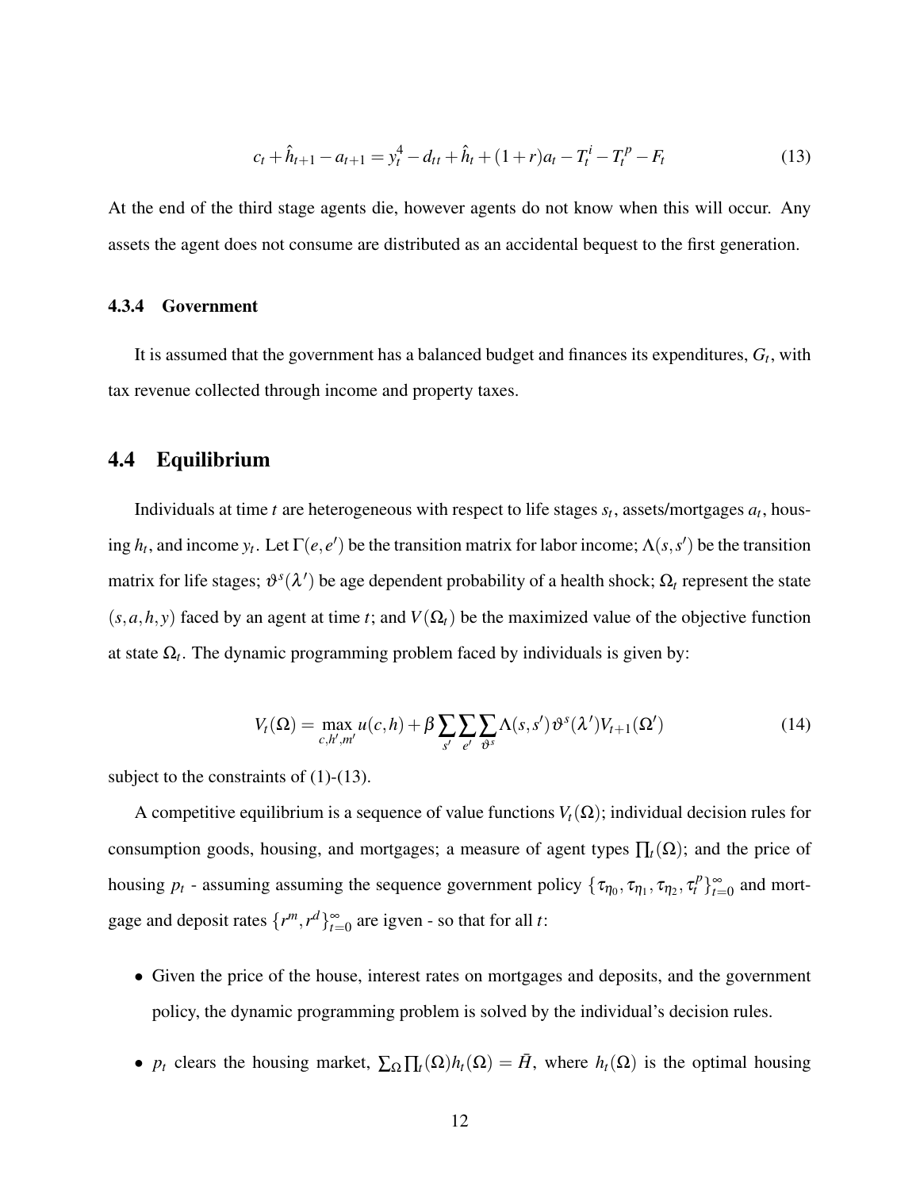$$c_t + \hat{h}_{t+1} - a_{t+1} = y_t^4 - d_{tt} + \hat{h}_t + (1+r)a_t - T_t^i - T_t^p - F_t \tag{13}$$

At the end of the third stage agents die, however agents do not know when this will occur. Any assets the agent does not consume are distributed as an accidental bequest to the first generation.

#### 4.3.4 Government

It is assumed that the government has a balanced budget and finances its expenditures, $G_t$, with tax revenue collected through income and property taxes.

## 4.4 Equilibrium

Individuals at time $t$ are heterogeneous with respect to life stages $s_t$, assets/mortgages $a_t$, housing $h_t$, and income $y_t$. Let $\Gamma(e,e')$ be the transition matrix for labor income; $\Lambda(s,s')$ be the transition matrix for life stages; $\vartheta^s(\lambda')$ be age dependent probability of a health shock; $\Omega_t$ represent the state $(s,a,h,y)$ faced by an agent at time $t$; and $V(\Omega_t)$ be the maximized value of the objective function at state $\Omega_t$. The dynamic programming problem faced by individuals is given by:

$$V_t(\Omega) = \max_{c,h',m'} u(c,h) + \beta \sum_{s'} \sum_{e'} \sum_{\vartheta^s} \Lambda(s,s')\vartheta^s(\lambda')V_{t+1}(\Omega') \tag{14}$$

subject to the constraints of (1)-(13).

A competitive equilibrium is a sequence of value functions $V_t(\Omega)$; individual decision rules for consumption goods, housing, and mortgages; a measure of agent types $\prod_t(\Omega)$; and the price of housing $p_t$ - assuming assuming the sequence government policy $\{\tau_{\eta_0}, \tau_{\eta_1}, \tau_{\eta_2}, \tau_t^p\}_{t=0}^{\infty}$ and mortgage and deposit rates $\{r^m, r^d\}_{t=0}^{\infty}$ are igven - so that for all $t$:

- Given the price of the house, interest rates on mortgages and deposits, and the government policy, the dynamic programming problem is solved by the individual's decision rules.
- $p_t$ clears the housing market, $\sum_{\Omega} \prod_t(\Omega)h_t(\Omega) = \bar{H}$, where $h_t(\Omega)$ is the optimal housing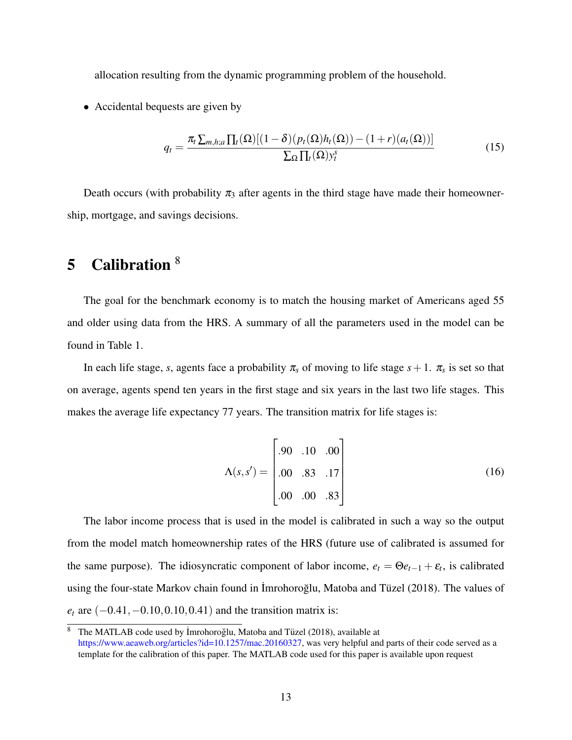allocation resulting from the dynamic programming problem of the household.

- Accidental bequests are given by

$$q_t = \frac{\pi_t \sum_{m,h;a} \prod_t(\Omega)[(1-\delta)(p_t(\Omega)h_t(\Omega)) - (1+r)(a_t(\Omega))]}{\sum_\Omega \prod_t(\Omega) y_t^s} \tag{15}$$

Death occurs (with probability $\pi_3$ after agents in the third stage have made their homeownership, mortgage, and savings decisions.

# 5 Calibration [8]

The goal for the benchmark economy is to match the housing market of Americans aged 55 and older using data from the HRS. A summary of all the parameters used in the model can be found in Table 1.

In each life stage, $s$, agents face a probability $\pi_s$ of moving to life stage $s+1$. $\pi_s$ is set so that on average, agents spend ten years in the first stage and six years in the last two life stages. This makes the average life expectancy 77 years. The transition matrix for life stages is:

$$\Lambda(s,s') = \begin{bmatrix} .90 & .10 & .00 \\ .00 & .83 & .17 \\ .00 & .00 & .83 \end{bmatrix} \tag{16}$$

The labor income process that is used in the model is calibrated in such a way so the output from the model match homeownership rates of the HRS (future use of calibrated is assumed for the same purpose). The idiosyncratic component of labor income, $e_t = \Theta e_{t-1} + \varepsilon_t$, is calibrated using the four-state Markov chain found in İmrohoroğlu, Matoba and Tüzel (2018). The values of $e_t$ are $(-0.41, -0.10, 0.10, 0.41)$ and the transition matrix is:

[8] The MATLAB code used by İmrohoroğlu, Matoba and Tüzel (2018), available at https://www.aeaweb.org/articles?id=10.1257/mac.20160327, was very helpful and parts of their code served as a template for the calibration of this paper. The MATLAB code used for this paper is available upon request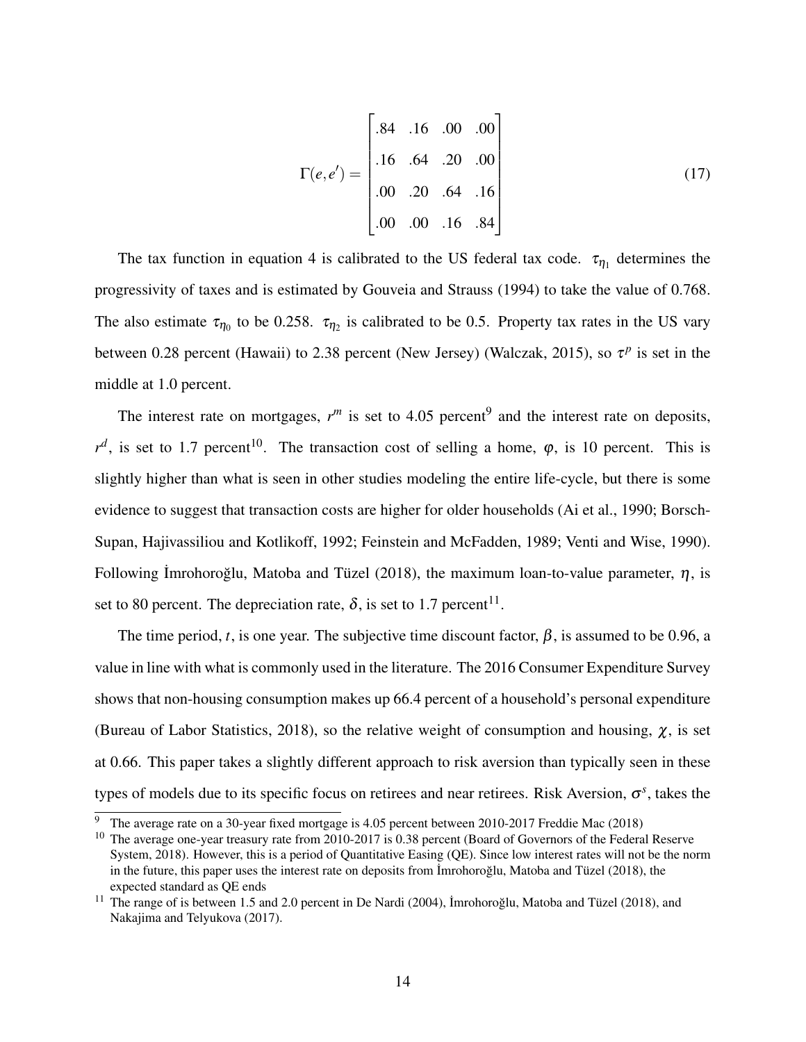$$
\Gamma(e,e') = \begin{bmatrix} .84 & .16 & .00 & .00 \\ .16 & .64 & .20 & .00 \\ .00 & .20 & .64 & .16 \\ .00 & .00 & .16 & .84 \end{bmatrix} \tag{17}
$$

The tax function in equation 4 is calibrated to the US federal tax code. $\tau_{\eta_1}$ determines the progressivity of taxes and is estimated by Gouveia and Strauss (1994) to take the value of 0.768. The also estimate $\tau_{\eta_0}$ to be 0.258. $\tau_{\eta_2}$ is calibrated to be 0.5. Property tax rates in the US vary between 0.28 percent (Hawaii) to 2.38 percent (New Jersey) (Walczak, 2015), so $\tau^p$ is set in the middle at 1.0 percent.

The interest rate on mortgages, $r^m$ is set to 4.05 percent[9] and the interest rate on deposits, $r^d$, is set to 1.7 percent[10]. The transaction cost of selling a home, $\varphi$, is 10 percent. This is slightly higher than what is seen in other studies modeling the entire life-cycle, but there is some evidence to suggest that transaction costs are higher for older households (Ai et al., 1990; Borsch-Supan, Hajivassiliou and Kotlikoff, 1992; Feinstein and McFadden, 1989; Venti and Wise, 1990). Following İmrohoroğlu, Matoba and Tüzel (2018), the maximum loan-to-value parameter, $\eta$, is set to 80 percent. The depreciation rate, $\delta$, is set to 1.7 percent[11].

The time period, $t$, is one year. The subjective time discount factor, $\beta$, is assumed to be 0.96, a value in line with what is commonly used in the literature. The 2016 Consumer Expenditure Survey shows that non-housing consumption makes up 66.4 percent of a household's personal expenditure (Bureau of Labor Statistics, 2018), so the relative weight of consumption and housing, $\chi$, is set at 0.66. This paper takes a slightly different approach to risk aversion than typically seen in these types of models due to its specific focus on retirees and near retirees. Risk Aversion, $\sigma^s$, takes the

---

[9] The average rate on a 30-year fixed mortgage is 4.05 percent between 2010-2017 Freddie Mac (2018)

[10] The average one-year treasury rate from 2010-2017 is 0.38 percent (Board of Governors of the Federal Reserve System, 2018). However, this is a period of Quantitative Easing (QE). Since low interest rates will not be the norm in the future, this paper uses the interest rate on deposits from İmrohoroğlu, Matoba and Tüzel (2018), the expected standard as QE ends

[11] The range of is between 1.5 and 2.0 percent in De Nardi (2004), İmrohoroğlu, Matoba and Tüzel (2018), and Nakajima and Telyukova (2017).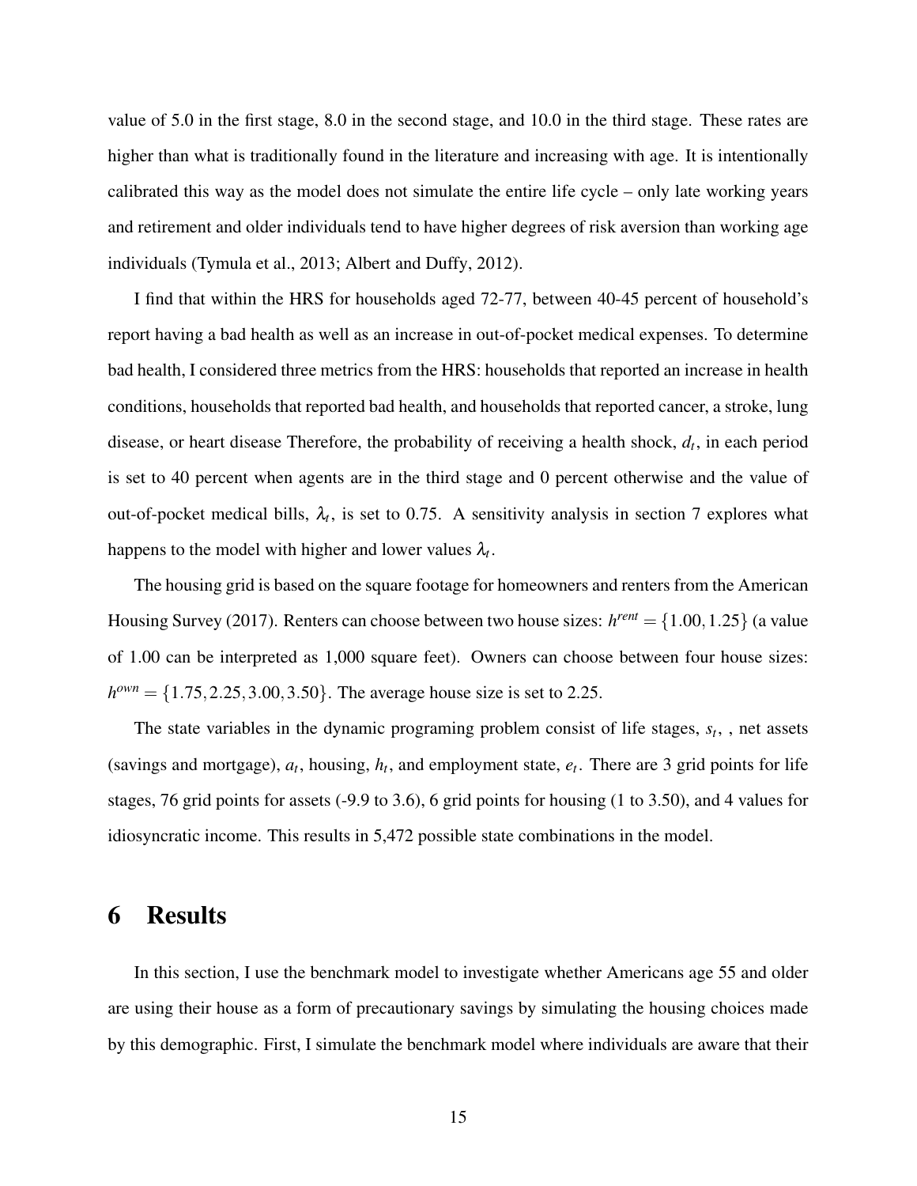value of 5.0 in the first stage, 8.0 in the second stage, and 10.0 in the third stage. These rates are higher than what is traditionally found in the literature and increasing with age. It is intentionally calibrated this way as the model does not simulate the entire life cycle – only late working years and retirement and older individuals tend to have higher degrees of risk aversion than working age individuals (Tymula et al., 2013; Albert and Duffy, 2012).

I find that within the HRS for households aged 72-77, between 40-45 percent of household's report having a bad health as well as an increase in out-of-pocket medical expenses. To determine bad health, I considered three metrics from the HRS: households that reported an increase in health conditions, households that reported bad health, and households that reported cancer, a stroke, lung disease, or heart disease Therefore, the probability of receiving a health shock, $d_t$, in each period is set to 40 percent when agents are in the third stage and 0 percent otherwise and the value of out-of-pocket medical bills, $\lambda_t$, is set to 0.75. A sensitivity analysis in section 7 explores what happens to the model with higher and lower values $\lambda_t$.

The housing grid is based on the square footage for homeowners and renters from the American Housing Survey (2017). Renters can choose between two house sizes: $h^{rent} = \{1.00, 1.25\}$ (a value of 1.00 can be interpreted as 1,000 square feet). Owners can choose between four house sizes: $h^{own} = \{1.75, 2.25, 3.00, 3.50\}$. The average house size is set to 2.25.

The state variables in the dynamic programing problem consist of life stages, $s_t$, , net assets (savings and mortgage), $a_t$, housing, $h_t$, and employment state, $e_t$. There are 3 grid points for life stages, 76 grid points for assets (-9.9 to 3.6), 6 grid points for housing (1 to 3.50), and 4 values for idiosyncratic income. This results in 5,472 possible state combinations in the model.

# 6 Results

In this section, I use the benchmark model to investigate whether Americans age 55 and older are using their house as a form of precautionary savings by simulating the housing choices made by this demographic. First, I simulate the benchmark model where individuals are aware that their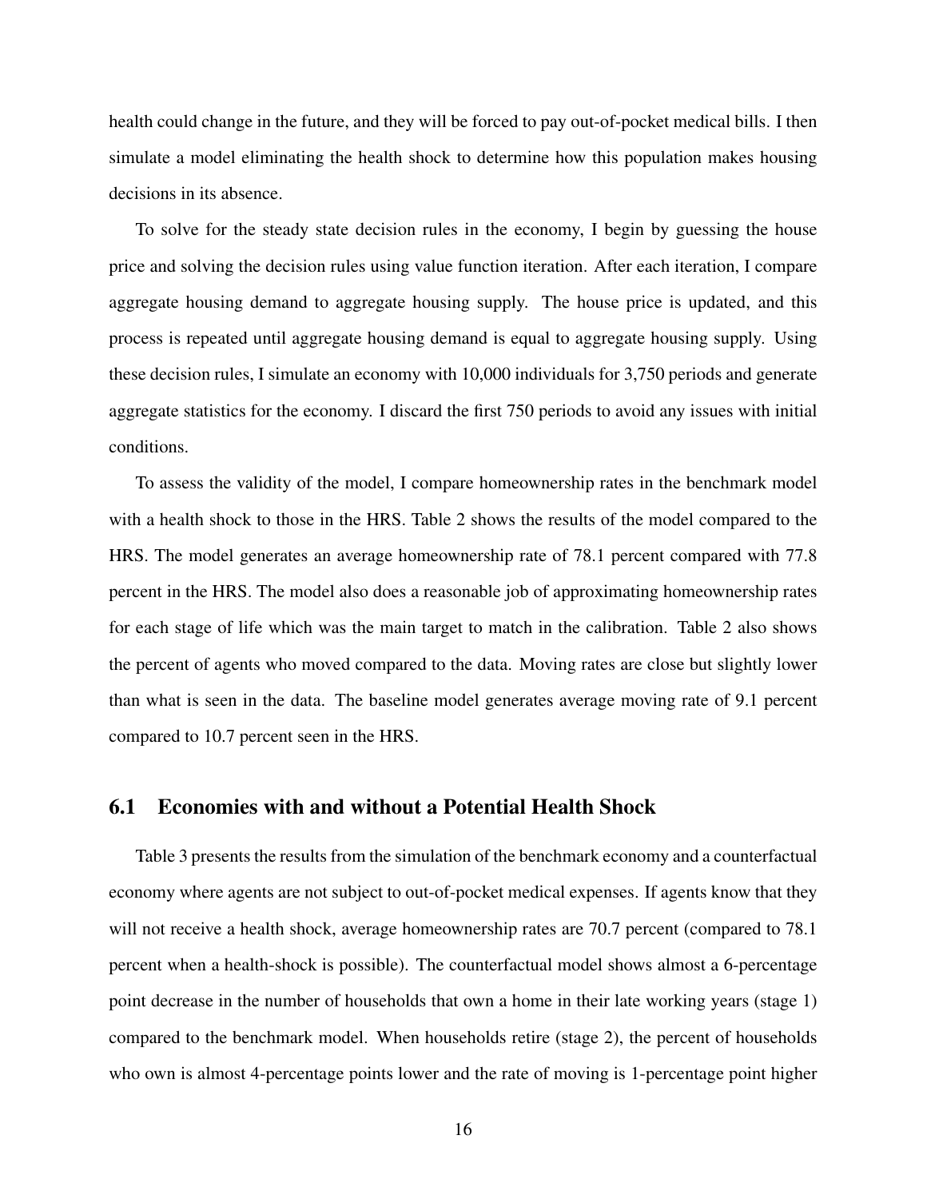health could change in the future, and they will be forced to pay out-of-pocket medical bills. I then simulate a model eliminating the health shock to determine how this population makes housing decisions in its absence.

To solve for the steady state decision rules in the economy, I begin by guessing the house price and solving the decision rules using value function iteration. After each iteration, I compare aggregate housing demand to aggregate housing supply. The house price is updated, and this process is repeated until aggregate housing demand is equal to aggregate housing supply. Using these decision rules, I simulate an economy with 10,000 individuals for 3,750 periods and generate aggregate statistics for the economy. I discard the first 750 periods to avoid any issues with initial conditions.

To assess the validity of the model, I compare homeownership rates in the benchmark model with a health shock to those in the HRS. Table 2 shows the results of the model compared to the HRS. The model generates an average homeownership rate of 78.1 percent compared with 77.8 percent in the HRS. The model also does a reasonable job of approximating homeownership rates for each stage of life which was the main target to match in the calibration. Table 2 also shows the percent of agents who moved compared to the data. Moving rates are close but slightly lower than what is seen in the data. The baseline model generates average moving rate of 9.1 percent compared to 10.7 percent seen in the HRS.

## 6.1 Economies with and without a Potential Health Shock

Table 3 presents the results from the simulation of the benchmark economy and a counterfactual economy where agents are not subject to out-of-pocket medical expenses. If agents know that they will not receive a health shock, average homeownership rates are 70.7 percent (compared to 78.1 percent when a health-shock is possible). The counterfactual model shows almost a 6-percentage point decrease in the number of households that own a home in their late working years (stage 1) compared to the benchmark model. When households retire (stage 2), the percent of households who own is almost 4-percentage points lower and the rate of moving is 1-percentage point higher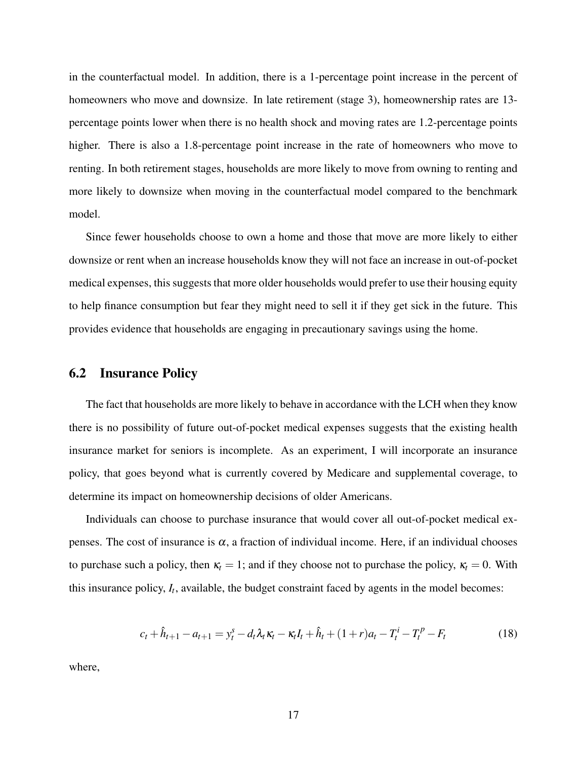in the counterfactual model. In addition, there is a 1-percentage point increase in the percent of homeowners who move and downsize. In late retirement (stage 3), homeownership rates are 13-percentage points lower when there is no health shock and moving rates are 1.2-percentage points higher. There is also a 1.8-percentage point increase in the rate of homeowners who move to renting. In both retirement stages, households are more likely to move from owning to renting and more likely to downsize when moving in the counterfactual model compared to the benchmark model.

Since fewer households choose to own a home and those that move are more likely to either downsize or rent when an increase households know they will not face an increase in out-of-pocket medical expenses, this suggests that more older households would prefer to use their housing equity to help finance consumption but fear they might need to sell it if they get sick in the future. This provides evidence that households are engaging in precautionary savings using the home.

## 6.2 Insurance Policy

The fact that households are more likely to behave in accordance with the LCH when they know there is no possibility of future out-of-pocket medical expenses suggests that the existing health insurance market for seniors is incomplete. As an experiment, I will incorporate an insurance policy, that goes beyond what is currently covered by Medicare and supplemental coverage, to determine its impact on homeownership decisions of older Americans.

Individuals can choose to purchase insurance that would cover all out-of-pocket medical expenses. The cost of insurance is $\alpha$, a fraction of individual income. Here, if an individual chooses to purchase such a policy, then $\kappa_t = 1$; and if they choose not to purchase the policy, $\kappa_t = 0$. With this insurance policy, $I_t$, available, the budget constraint faced by agents in the model becomes:

$$c_t + \hat{h}_{t+1} - a_{t+1} = y_t^s - d_t \lambda_t \kappa_t - \kappa_t I_t + \hat{h}_t + (1+r)a_t - T_t^i - T_t^p - F_t \tag{18}$$

where,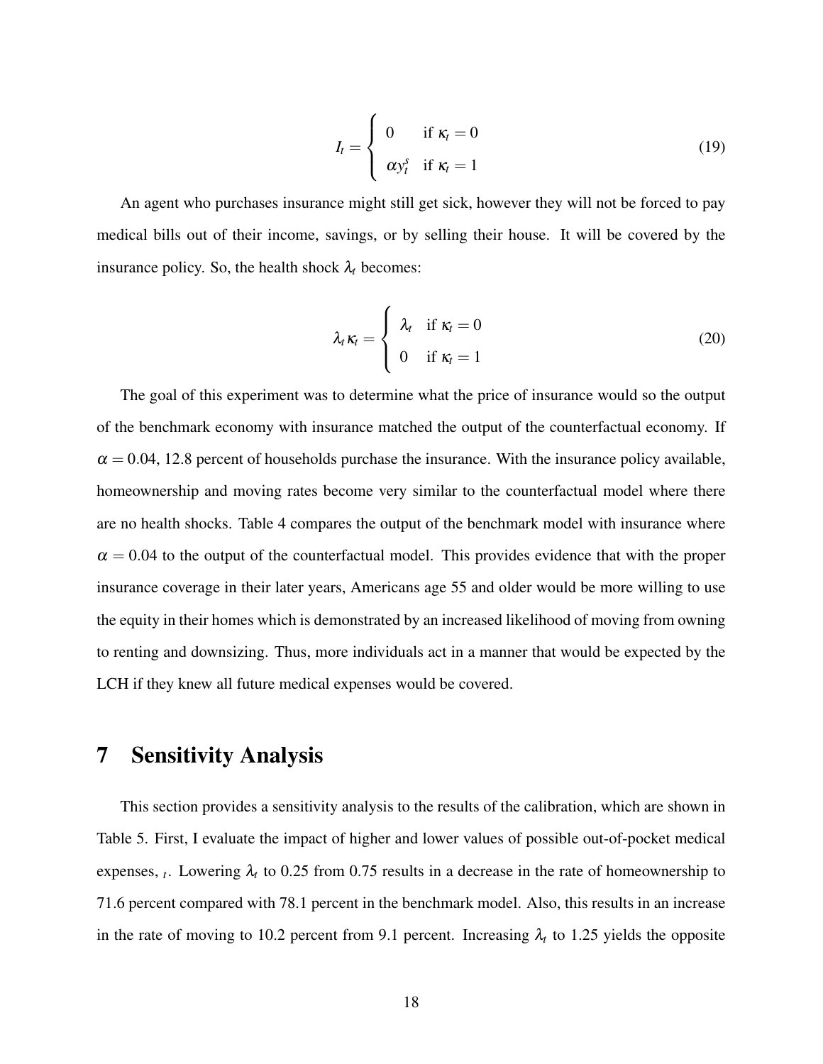$$
I_t = \begin{cases} 0 & \text{if } \kappa_t = 0 \\ \alpha y_t^s & \text{if } \kappa_t = 1 \end{cases} \tag{19}
$$

An agent who purchases insurance might still get sick, however they will not be forced to pay medical bills out of their income, savings, or by selling their house. It will be covered by the insurance policy. So, the health shock $\lambda_t$ becomes:

$$
\lambda_t \kappa_t = \begin{cases} \lambda_t & \text{if } \kappa_t = 0 \\ 0 & \text{if } \kappa_t = 1 \end{cases} \tag{20}
$$

The goal of this experiment was to determine what the price of insurance would so the output of the benchmark economy with insurance matched the output of the counterfactual economy. If $\alpha = 0.04$, 12.8 percent of households purchase the insurance. With the insurance policy available, homeownership and moving rates become very similar to the counterfactual model where there are no health shocks. Table 4 compares the output of the benchmark model with insurance where $\alpha = 0.04$ to the output of the counterfactual model. This provides evidence that with the proper insurance coverage in their later years, Americans age 55 and older would be more willing to use the equity in their homes which is demonstrated by an increased likelihood of moving from owning to renting and downsizing. Thus, more individuals act in a manner that would be expected by the LCH if they knew all future medical expenses would be covered.

# 7 Sensitivity Analysis

This section provides a sensitivity analysis to the results of the calibration, which are shown in Table 5. First, I evaluate the impact of higher and lower values of possible out-of-pocket medical expenses, $_t$. Lowering $\lambda_t$ to 0.25 from 0.75 results in a decrease in the rate of homeownership to 71.6 percent compared with 78.1 percent in the benchmark model. Also, this results in an increase in the rate of moving to 10.2 percent from 9.1 percent. Increasing $\lambda_t$ to 1.25 yields the opposite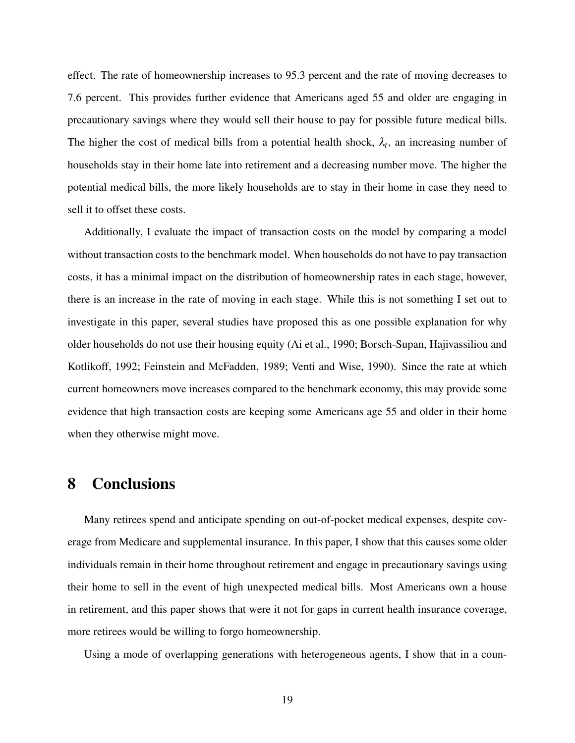effect. The rate of homeownership increases to 95.3 percent and the rate of moving decreases to 7.6 percent. This provides further evidence that Americans aged 55 and older are engaging in precautionary savings where they would sell their house to pay for possible future medical bills. The higher the cost of medical bills from a potential health shock, $\lambda_t$, an increasing number of households stay in their home late into retirement and a decreasing number move. The higher the potential medical bills, the more likely households are to stay in their home in case they need to sell it to offset these costs.

Additionally, I evaluate the impact of transaction costs on the model by comparing a model without transaction costs to the benchmark model. When households do not have to pay transaction costs, it has a minimal impact on the distribution of homeownership rates in each stage, however, there is an increase in the rate of moving in each stage. While this is not something I set out to investigate in this paper, several studies have proposed this as one possible explanation for why older households do not use their housing equity (Ai et al., 1990; Borsch-Supan, Hajivassiliou and Kotlikoff, 1992; Feinstein and McFadden, 1989; Venti and Wise, 1990). Since the rate at which current homeowners move increases compared to the benchmark economy, this may provide some evidence that high transaction costs are keeping some Americans age 55 and older in their home when they otherwise might move.

# 8 Conclusions

Many retirees spend and anticipate spending on out-of-pocket medical expenses, despite coverage from Medicare and supplemental insurance. In this paper, I show that this causes some older individuals remain in their home throughout retirement and engage in precautionary savings using their home to sell in the event of high unexpected medical bills. Most Americans own a house in retirement, and this paper shows that were it not for gaps in current health insurance coverage, more retirees would be willing to forgo homeownership.

Using a mode of overlapping generations with heterogeneous agents, I show that in a coun-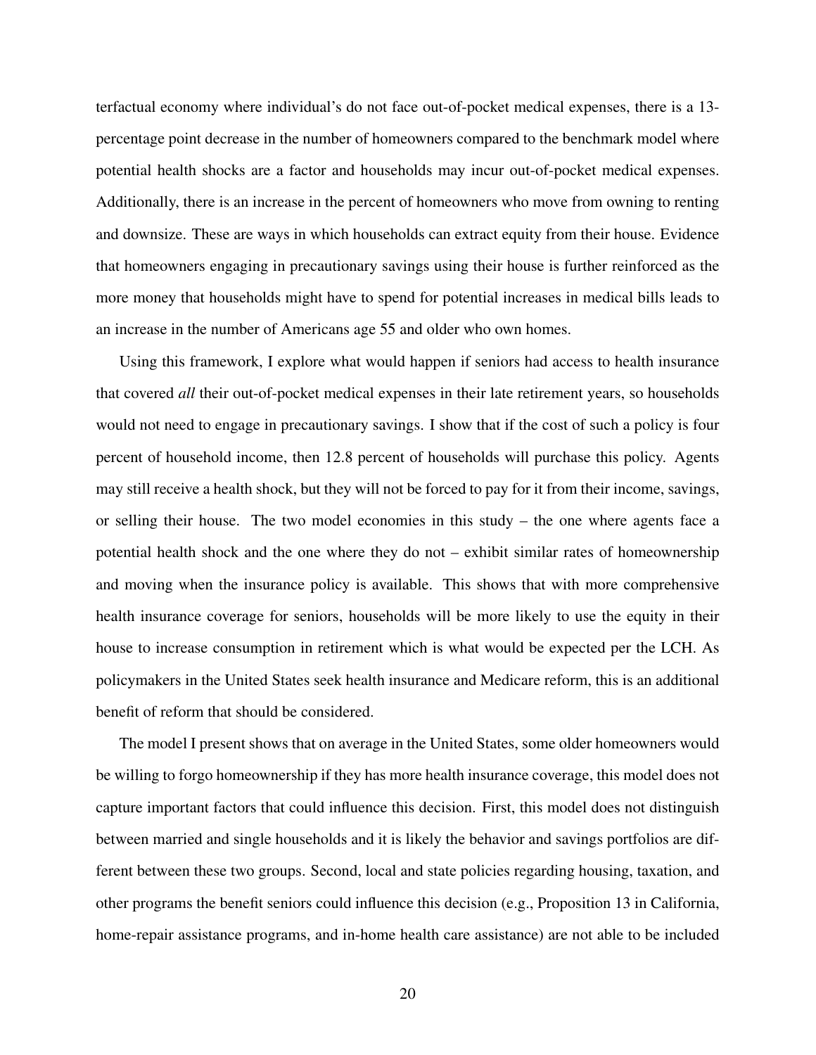terfactual economy where individual's do not face out-of-pocket medical expenses, there is a 13-percentage point decrease in the number of homeowners compared to the benchmark model where potential health shocks are a factor and households may incur out-of-pocket medical expenses. Additionally, there is an increase in the percent of homeowners who move from owning to renting and downsize. These are ways in which households can extract equity from their house. Evidence that homeowners engaging in precautionary savings using their house is further reinforced as the more money that households might have to spend for potential increases in medical bills leads to an increase in the number of Americans age 55 and older who own homes.

Using this framework, I explore what would happen if seniors had access to health insurance that covered *all* their out-of-pocket medical expenses in their late retirement years, so households would not need to engage in precautionary savings. I show that if the cost of such a policy is four percent of household income, then 12.8 percent of households will purchase this policy. Agents may still receive a health shock, but they will not be forced to pay for it from their income, savings, or selling their house. The two model economies in this study – the one where agents face a potential health shock and the one where they do not – exhibit similar rates of homeownership and moving when the insurance policy is available. This shows that with more comprehensive health insurance coverage for seniors, households will be more likely to use the equity in their house to increase consumption in retirement which is what would be expected per the LCH. As policymakers in the United States seek health insurance and Medicare reform, this is an additional benefit of reform that should be considered.

The model I present shows that on average in the United States, some older homeowners would be willing to forgo homeownership if they has more health insurance coverage, this model does not capture important factors that could influence this decision. First, this model does not distinguish between married and single households and it is likely the behavior and savings portfolios are different between these two groups. Second, local and state policies regarding housing, taxation, and other programs the benefit seniors could influence this decision (e.g., Proposition 13 in California, home-repair assistance programs, and in-home health care assistance) are not able to be included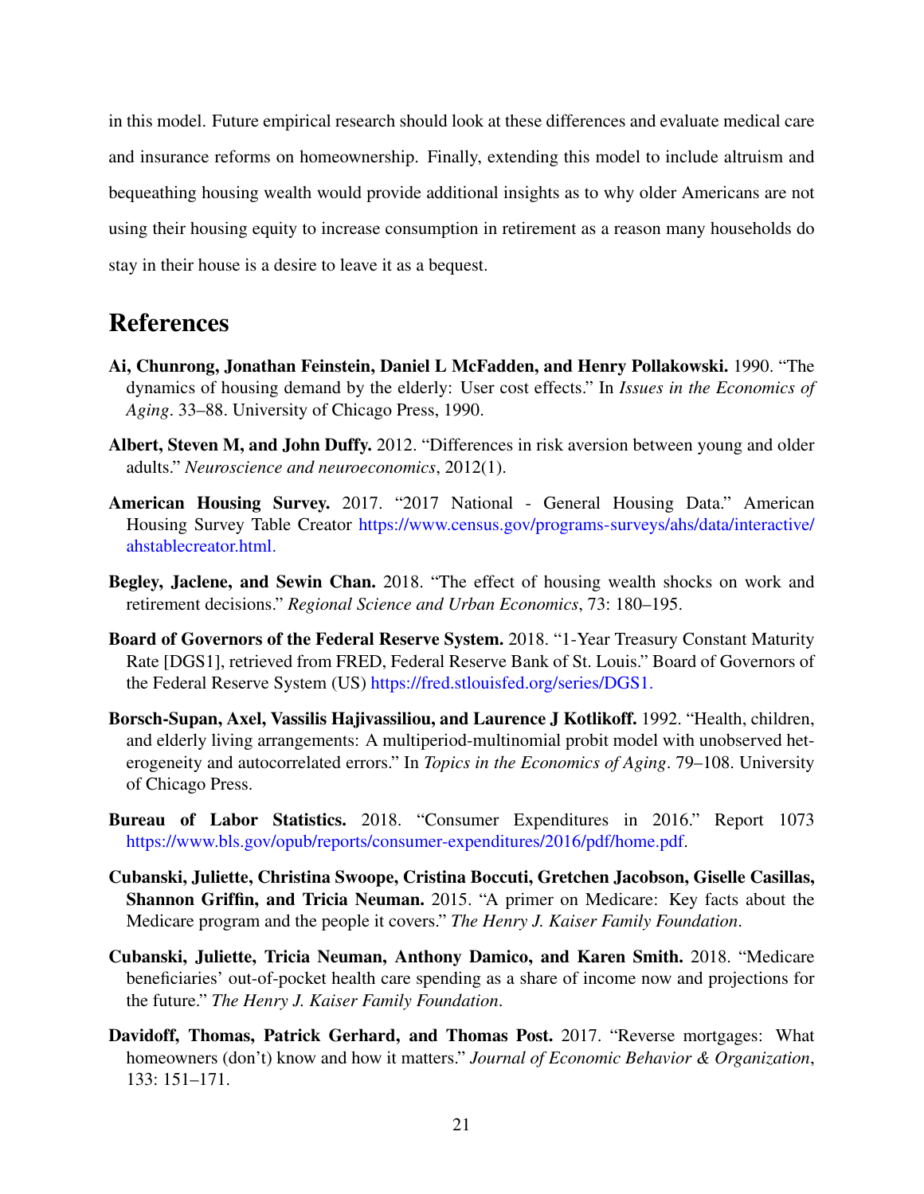in this model. Future empirical research should look at these differences and evaluate medical care and insurance reforms on homeownership. Finally, extending this model to include altruism and bequeathing housing wealth would provide additional insights as to why older Americans are not using their housing equity to increase consumption in retirement as a reason many households do stay in their house is a desire to leave it as a bequest.

# References

**Ai, Chunrong, Jonathan Feinstein, Daniel L McFadden, and Henry Pollakowski.** 1990. "The dynamics of housing demand by the elderly: User cost effects." In *Issues in the Economics of Aging*. 33–88. University of Chicago Press, 1990.

**Albert, Steven M, and John Duffy.** 2012. "Differences in risk aversion between young and older adults." *Neuroscience and neuroeconomics*, 2012(1).

**American Housing Survey.** 2017. "2017 National - General Housing Data." American Housing Survey Table Creator https://www.census.gov/programs-surveys/ahs/data/interactive/ahstablecreator.html.

**Begley, Jaclene, and Sewin Chan.** 2018. "The effect of housing wealth shocks on work and retirement decisions." *Regional Science and Urban Economics*, 73: 180–195.

**Board of Governors of the Federal Reserve System.** 2018. "1-Year Treasury Constant Maturity Rate [DGS1], retrieved from FRED, Federal Reserve Bank of St. Louis." Board of Governors of the Federal Reserve System (US) https://fred.stlouisfed.org/series/DGS1.

**Borsch-Supan, Axel, Vassilis Hajivassiliou, and Laurence J Kotlikoff.** 1992. "Health, children, and elderly living arrangements: A multiperiod-multinomial probit model with unobserved heterogeneity and autocorrelated errors." In *Topics in the Economics of Aging*. 79–108. University of Chicago Press.

**Bureau of Labor Statistics.** 2018. "Consumer Expenditures in 2016." Report 1073 https://www.bls.gov/opub/reports/consumer-expenditures/2016/pdf/home.pdf.

**Cubanski, Juliette, Christina Swoope, Cristina Boccuti, Gretchen Jacobson, Giselle Casillas, Shannon Griffin, and Tricia Neuman.** 2015. "A primer on Medicare: Key facts about the Medicare program and the people it covers." *The Henry J. Kaiser Family Foundation*.

**Cubanski, Juliette, Tricia Neuman, Anthony Damico, and Karen Smith.** 2018. "Medicare beneficiaries' out-of-pocket health care spending as a share of income now and projections for the future." *The Henry J. Kaiser Family Foundation*.

**Davidoff, Thomas, Patrick Gerhard, and Thomas Post.** 2017. "Reverse mortgages: What homeowners (don't) know and how it matters." *Journal of Economic Behavior & Organization*, 133: 151–171.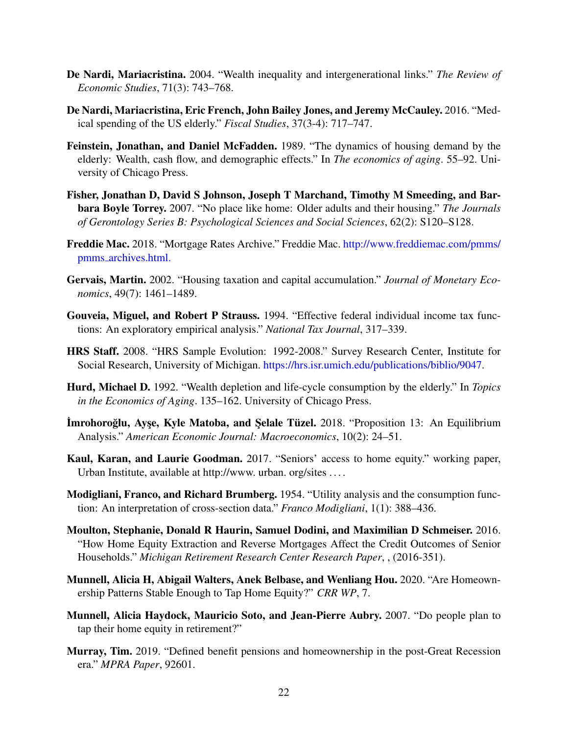**De Nardi, Mariacristina.** 2004. "Wealth inequality and intergenerational links." *The Review of Economic Studies*, 71(3): 743–768.

**De Nardi, Mariacristina, Eric French, John Bailey Jones, and Jeremy McCauley.** 2016. "Medical spending of the US elderly." *Fiscal Studies*, 37(3-4): 717–747.

**Feinstein, Jonathan, and Daniel McFadden.** 1989. "The dynamics of housing demand by the elderly: Wealth, cash flow, and demographic effects." In *The economics of aging*. 55–92. University of Chicago Press.

**Fisher, Jonathan D, David S Johnson, Joseph T Marchand, Timothy M Smeeding, and Barbara Boyle Torrey.** 2007. "No place like home: Older adults and their housing." *The Journals of Gerontology Series B: Psychological Sciences and Social Sciences*, 62(2): S120–S128.

**Freddie Mac.** 2018. "Mortgage Rates Archive." Freddie Mac. http://www.freddiemac.com/pmms/pmms_archives.html.

**Gervais, Martin.** 2002. "Housing taxation and capital accumulation." *Journal of Monetary Economics*, 49(7): 1461–1489.

**Gouveia, Miguel, and Robert P Strauss.** 1994. "Effective federal individual income tax functions: An exploratory empirical analysis." *National Tax Journal*, 317–339.

**HRS Staff.** 2008. "HRS Sample Evolution: 1992-2008." Survey Research Center, Institute for Social Research, University of Michigan. https://hrs.isr.umich.edu/publications/biblio/9047.

**Hurd, Michael D.** 1992. "Wealth depletion and life-cycle consumption by the elderly." In *Topics in the Economics of Aging*. 135–162. University of Chicago Press.

**İmrohoroğlu, Ayşe, Kyle Matoba, and Şelale Tüzel.** 2018. "Proposition 13: An Equilibrium Analysis." *American Economic Journal: Macroeconomics*, 10(2): 24–51.

**Kaul, Karan, and Laurie Goodman.** 2017. "Seniors' access to home equity." working paper, Urban Institute, available at http://www. urban. org/sites ....

**Modigliani, Franco, and Richard Brumberg.** 1954. "Utility analysis and the consumption function: An interpretation of cross-section data." *Franco Modigliani*, 1(1): 388–436.

**Moulton, Stephanie, Donald R Haurin, Samuel Dodini, and Maximilian D Schmeiser.** 2016. "How Home Equity Extraction and Reverse Mortgages Affect the Credit Outcomes of Senior Households." *Michigan Retirement Research Center Research Paper*, , (2016-351).

**Munnell, Alicia H, Abigail Walters, Anek Belbase, and Wenliang Hou.** 2020. "Are Homeownership Patterns Stable Enough to Tap Home Equity?" *CRR WP*, 7.

**Munnell, Alicia Haydock, Mauricio Soto, and Jean-Pierre Aubry.** 2007. "Do people plan to tap their home equity in retirement?"

**Murray, Tim.** 2019. "Defined benefit pensions and homeownership in the post-Great Recession era." *MPRA Paper*, 92601.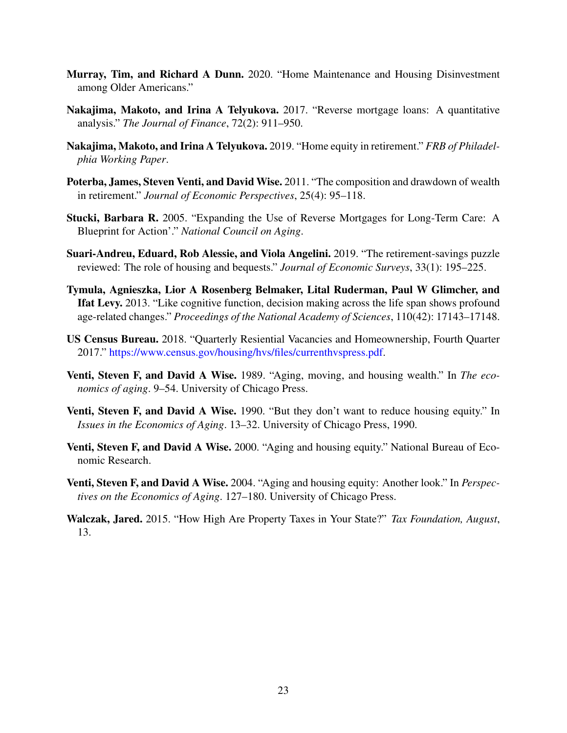**Murray, Tim, and Richard A Dunn.** 2020. "Home Maintenance and Housing Disinvestment among Older Americans."

**Nakajima, Makoto, and Irina A Telyukova.** 2017. "Reverse mortgage loans: A quantitative analysis." *The Journal of Finance*, 72(2): 911–950.

**Nakajima, Makoto, and Irina A Telyukova.** 2019. "Home equity in retirement." *FRB of Philadelphia Working Paper*.

**Poterba, James, Steven Venti, and David Wise.** 2011. "The composition and drawdown of wealth in retirement." *Journal of Economic Perspectives*, 25(4): 95–118.

**Stucki, Barbara R.** 2005. "Expanding the Use of Reverse Mortgages for Long-Term Care: A Blueprint for Action'." *National Council on Aging*.

**Suari-Andreu, Eduard, Rob Alessie, and Viola Angelini.** 2019. "The retirement-savings puzzle reviewed: The role of housing and bequests." *Journal of Economic Surveys*, 33(1): 195–225.

**Tymula, Agnieszka, Lior A Rosenberg Belmaker, Lital Ruderman, Paul W Glimcher, and Ifat Levy.** 2013. "Like cognitive function, decision making across the life span shows profound age-related changes." *Proceedings of the National Academy of Sciences*, 110(42): 17143–17148.

**US Census Bureau.** 2018. "Quarterly Resiential Vacancies and Homeownership, Fourth Quarter 2017." https://www.census.gov/housing/hvs/files/currenthvspress.pdf.

**Venti, Steven F, and David A Wise.** 1989. "Aging, moving, and housing wealth." In *The economics of aging*. 9–54. University of Chicago Press.

**Venti, Steven F, and David A Wise.** 1990. "But they don't want to reduce housing equity." In *Issues in the Economics of Aging*. 13–32. University of Chicago Press, 1990.

**Venti, Steven F, and David A Wise.** 2000. "Aging and housing equity." National Bureau of Economic Research.

**Venti, Steven F, and David A Wise.** 2004. "Aging and housing equity: Another look." In *Perspectives on the Economics of Aging*. 127–180. University of Chicago Press.

**Walczak, Jared.** 2015. "How High Are Property Taxes in Your State?" *Tax Foundation, August*, 13.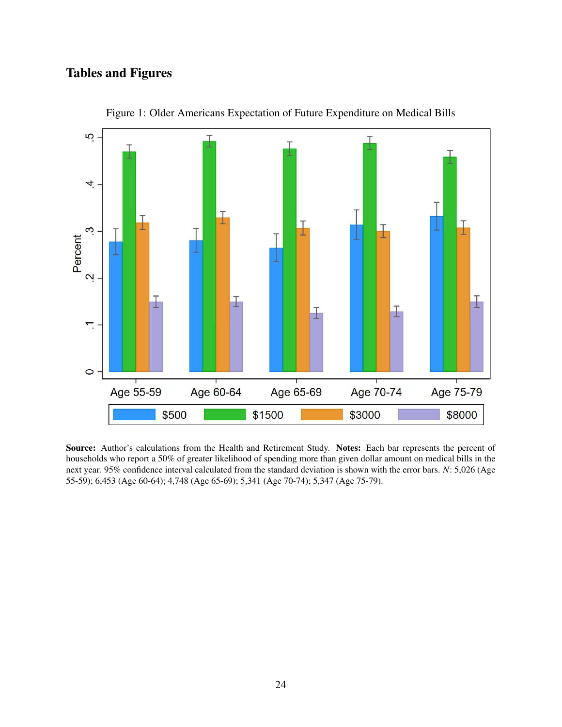# Tables and Figures

Figure 1: Older Americans Expectation of Future Expenditure on Medical Bills

**Source:** Author's calculations from the Health and Retirement Study. **Notes:** Each bar represents the percent of households who report a 50% of greater likelihood of spending more than given dollar amount on medical bills in the next year. 95% confidence interval calculated from the standard deviation is shown with the error bars. *N*: 5,026 (Age 55-59); 6,453 (Age 60-64); 4,748 (Age 65-69); 5,341 (Age 70-74); 5,347 (Age 75-79).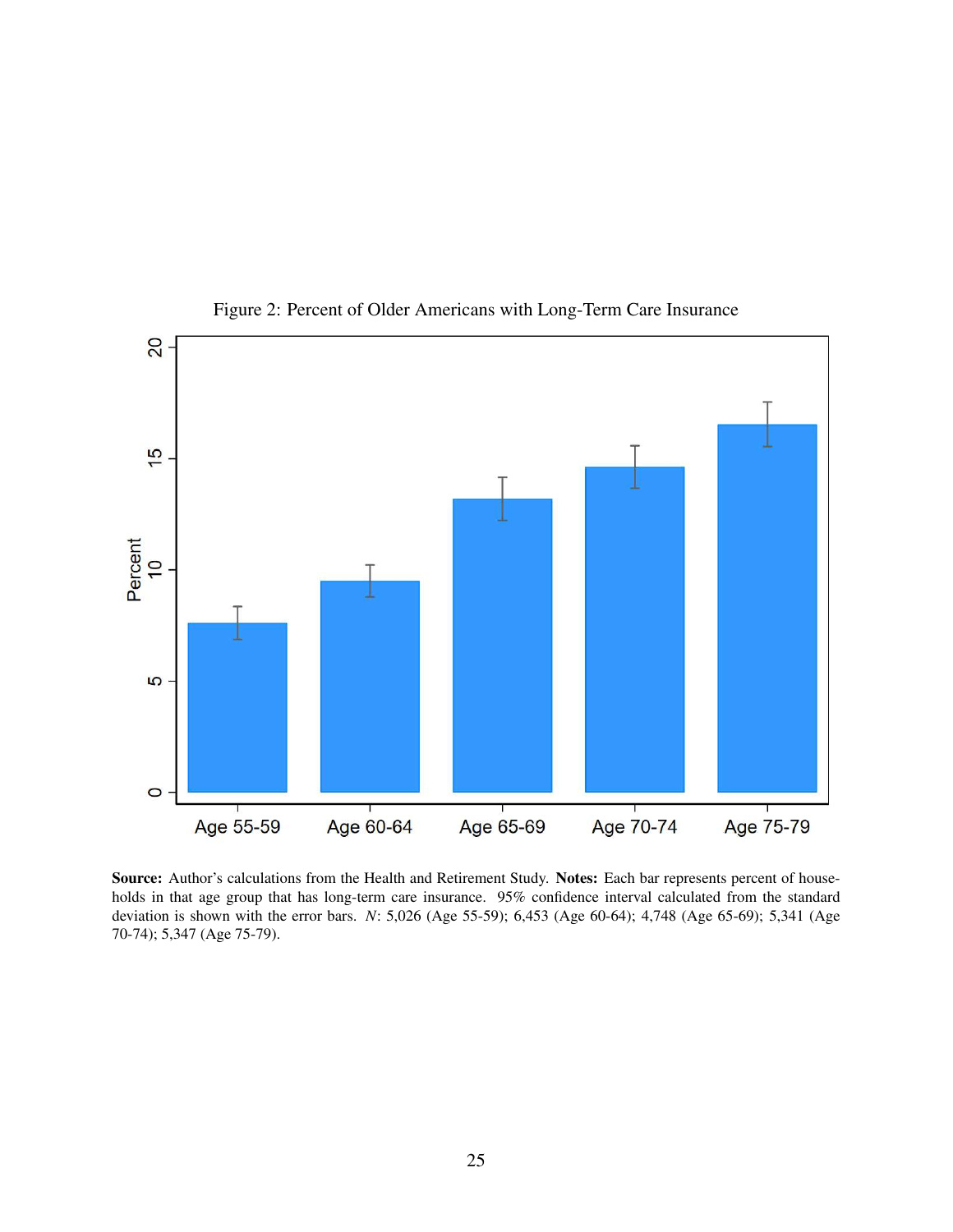Figure 2: Percent of Older Americans with Long-Term Care Insurance

**Source:** Author's calculations from the Health and Retirement Study. **Notes:** Each bar represents percent of households in that age group that has long-term care insurance. 95% confidence interval calculated from the standard deviation is shown with the error bars. *N*: 5,026 (Age 55-59); 6,453 (Age 60-64); 4,748 (Age 65-69); 5,341 (Age 70-74); 5,347 (Age 75-79).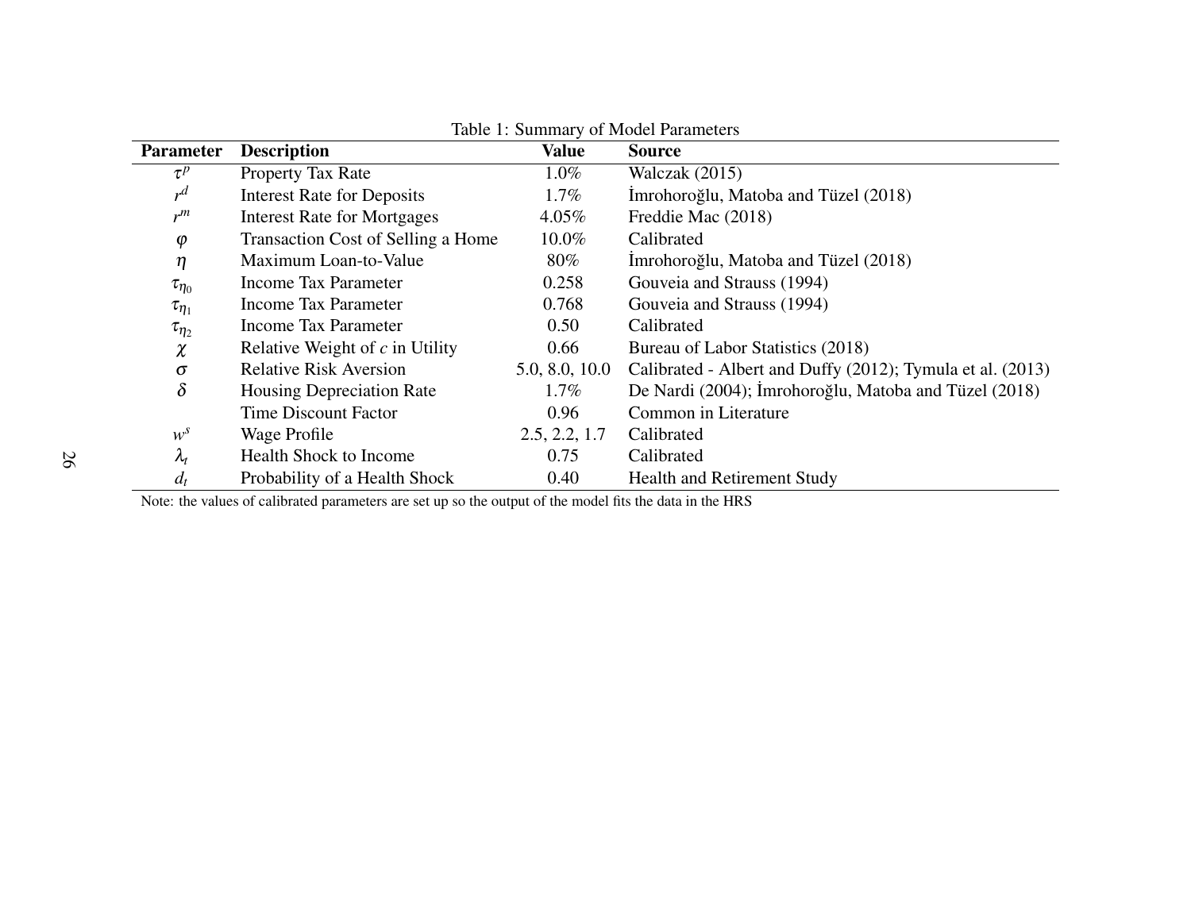Table 1: Summary of Model Parameters

| Parameter | Description | Value | Source |
|---|---|---|---|
| $\tau^p$ | Property Tax Rate | 1.0% | Walczak (2015) |
| $r^d$ | Interest Rate for Deposits | 1.7% | İmrohoroğlu, Matoba and Tüzel (2018) |
| $r^m$ | Interest Rate for Mortgages | 4.05% | Freddie Mac (2018) |
| $\varphi$ | Transaction Cost of Selling a Home | 10.0% | Calibrated |
| $\eta$ | Maximum Loan-to-Value | 80% | İmrohoroğlu, Matoba and Tüzel (2018) |
| $\tau_{\eta_0}$ | Income Tax Parameter | 0.258 | Gouveia and Strauss (1994) |
| $\tau_{\eta_1}$ | Income Tax Parameter | 0.768 | Gouveia and Strauss (1994) |
| $\tau_{\eta_2}$ | Income Tax Parameter | 0.50 | Calibrated |
| $\chi$ | Relative Weight of $c$ in Utility | 0.66 | Bureau of Labor Statistics (2018) |
| $\sigma$ | Relative Risk Aversion | 5.0, 8.0, 10.0 | Calibrated - Albert and Duffy (2012); Tymula et al. (2013) |
| $\delta$ | Housing Depreciation Rate | 1.7% | De Nardi (2004); İmrohoroğlu, Matoba and Tüzel (2018) |
| | Time Discount Factor | 0.96 | Common in Literature |
| $w^s$ | Wage Profile | 2.5, 2.2, 1.7 | Calibrated |
| $\lambda_t$ | Health Shock to Income | 0.75 | Calibrated |
| $d_t$ | Probability of a Health Shock | 0.40 | Health and Retirement Study |

Note: the values of calibrated parameters are set up so the output of the model fits the data in the HRS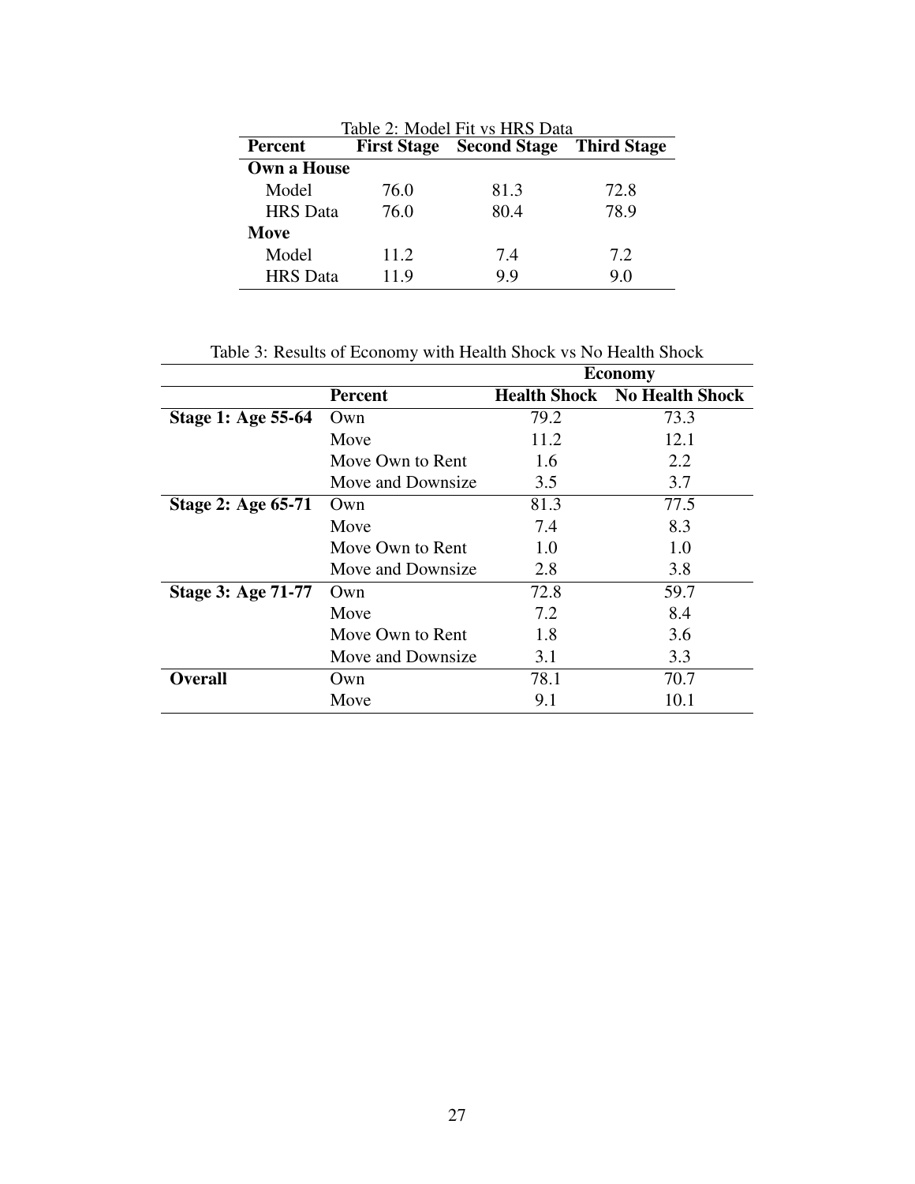Table 2: Model Fit vs HRS Data

| Percent | First Stage | Second Stage | Third Stage |
|---|---|---|---|
| **Own a House** | | | |
| Model | 76.0 | 81.3 | 72.8 |
| HRS Data | 76.0 | 80.4 | 78.9 |
| **Move** | | | |
| Model | 11.2 | 7.4 | 7.2 |
| HRS Data | 11.9 | 9.9 | 9.0 |

Table 3: Results of Economy with Health Shock vs No Health Shock

| | | **Economy** | |
|---|---|---|---|
| | **Percent** | **Health Shock** | **No Health Shock** |
| **Stage 1: Age 55-64** | Own | 79.2 | 73.3 |
| | Move | 11.2 | 12.1 |
| | Move Own to Rent | 1.6 | 2.2 |
| | Move and Downsize | 3.5 | 3.7 |
| **Stage 2: Age 65-71** | Own | 81.3 | 77.5 |
| | Move | 7.4 | 8.3 |
| | Move Own to Rent | 1.0 | 1.0 |
| | Move and Downsize | 2.8 | 3.8 |
| **Stage 3: Age 71-77** | Own | 72.8 | 59.7 |
| | Move | 7.2 | 8.4 |
| | Move Own to Rent | 1.8 | 3.6 |
| | Move and Downsize | 3.1 | 3.3 |
| **Overall** | Own | 78.1 | 70.7 |
| | Move | 9.1 | 10.1 |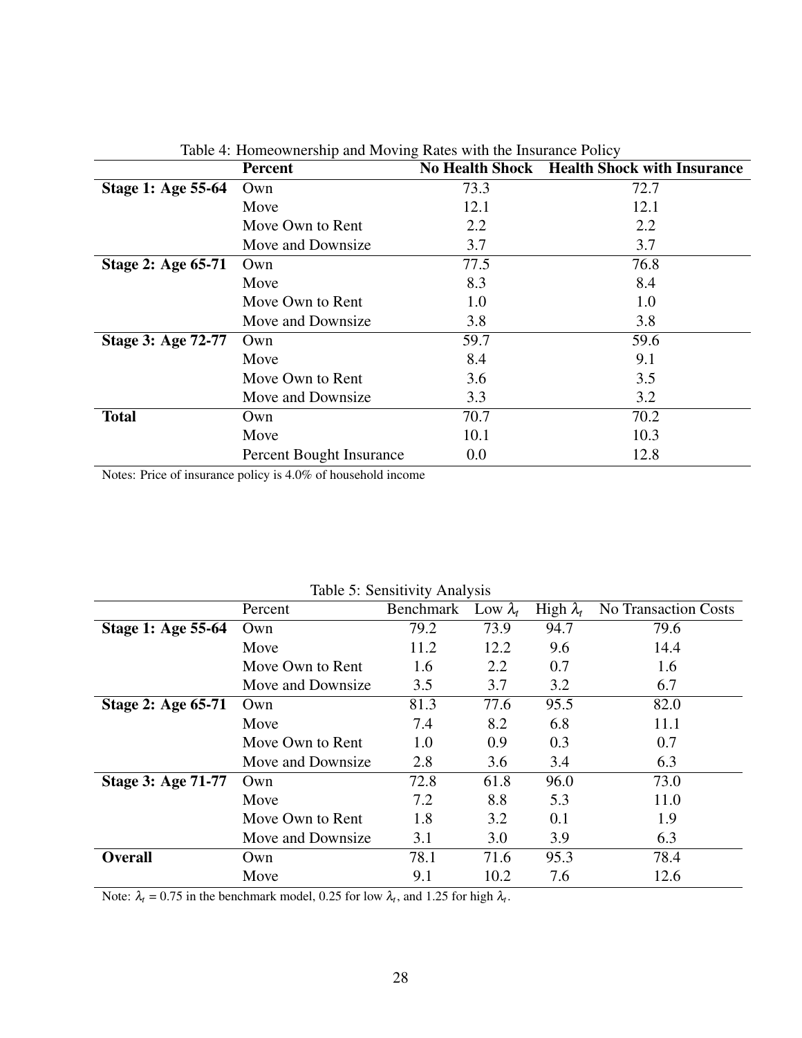Table 4: Homeownership and Moving Rates with the Insurance Policy

| | Percent | No Health Shock | Health Shock with Insurance |
|---|---|---|---|
| **Stage 1: Age 55-64** | Own | 73.3 | 72.7 |
| | Move | 12.1 | 12.1 |
| | Move Own to Rent | 2.2 | 2.2 |
| | Move and Downsize | 3.7 | 3.7 |
| **Stage 2: Age 65-71** | Own | 77.5 | 76.8 |
| | Move | 8.3 | 8.4 |
| | Move Own to Rent | 1.0 | 1.0 |
| | Move and Downsize | 3.8 | 3.8 |
| **Stage 3: Age 72-77** | Own | 59.7 | 59.6 |
| | Move | 8.4 | 9.1 |
| | Move Own to Rent | 3.6 | 3.5 |
| | Move and Downsize | 3.3 | 3.2 |
| **Total** | Own | 70.7 | 70.2 |
| | Move | 10.1 | 10.3 |
| | Percent Bought Insurance | 0.0 | 12.8 |

Notes: Price of insurance policy is 4.0% of household income

Table 5: Sensitivity Analysis

| | Percent | Benchmark | Low $\lambda_t$ | High $\lambda_t$ | No Transaction Costs |
|---|---|---|---|---|---|
| **Stage 1: Age 55-64** | Own | 79.2 | 73.9 | 94.7 | 79.6 |
| | Move | 11.2 | 12.2 | 9.6 | 14.4 |
| | Move Own to Rent | 1.6 | 2.2 | 0.7 | 1.6 |
| | Move and Downsize | 3.5 | 3.7 | 3.2 | 6.7 |
| **Stage 2: Age 65-71** | Own | 81.3 | 77.6 | 95.5 | 82.0 |
| | Move | 7.4 | 8.2 | 6.8 | 11.1 |
| | Move Own to Rent | 1.0 | 0.9 | 0.3 | 0.7 |
| | Move and Downsize | 2.8 | 3.6 | 3.4 | 6.3 |
| **Stage 3: Age 71-77** | Own | 72.8 | 61.8 | 96.0 | 73.0 |
| | Move | 7.2 | 8.8 | 5.3 | 11.0 |
| | Move Own to Rent | 1.8 | 3.2 | 0.1 | 1.9 |
| | Move and Downsize | 3.1 | 3.0 | 3.9 | 6.3 |
| **Overall** | Own | 78.1 | 71.6 | 95.3 | 78.4 |
| | Move | 9.1 | 10.2 | 7.6 | 12.6 |

Note: $\lambda_t$ = 0.75 in the benchmark model, 0.25 for low $\lambda_t$, and 1.25 for high $\lambda_t$.